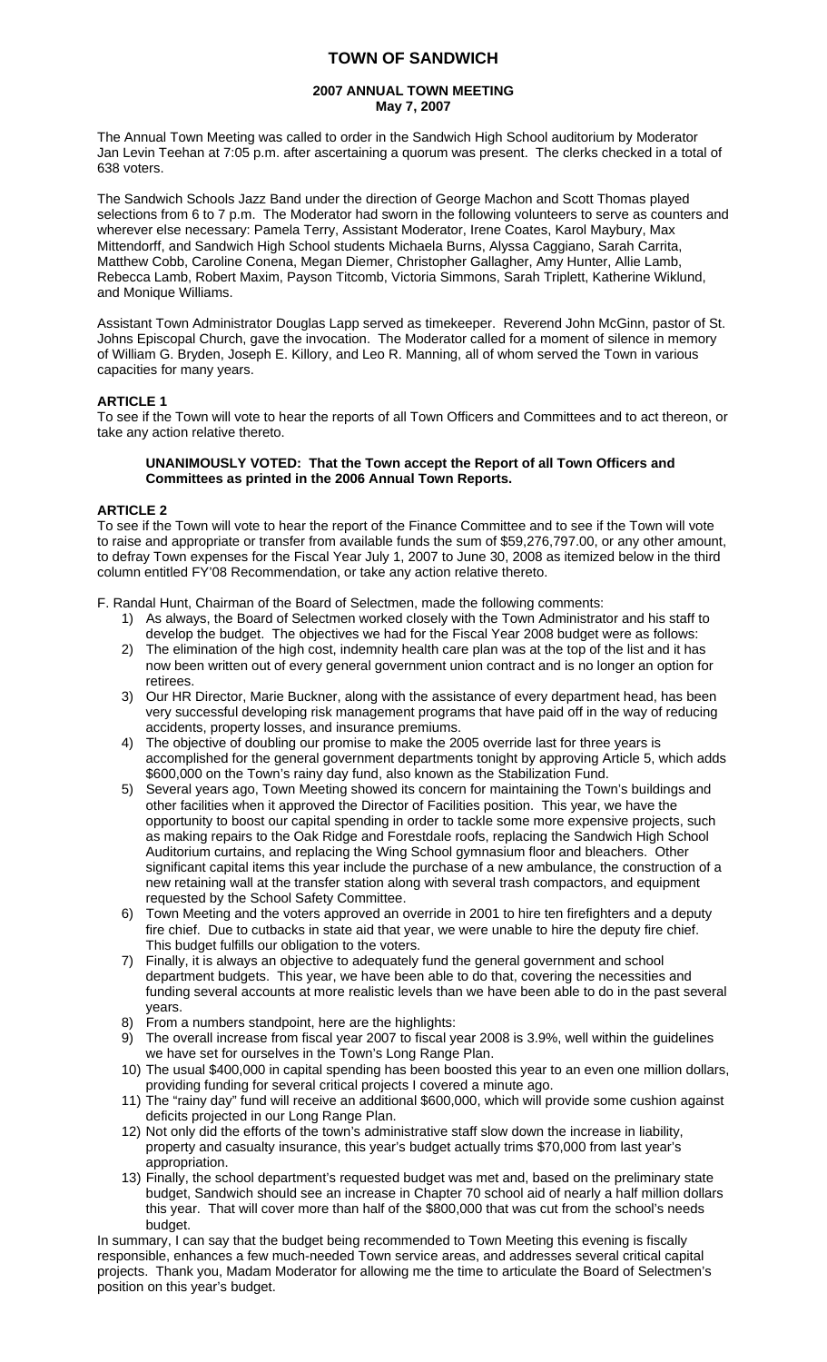# TOWN OF SANDWICH

## 2007 ANNUAL TOWN MEETING
**May 7, 2007**

The Annual Town Meeting was called to order in the Sandwich High School auditorium by Moderator Jan Levin Teehan at 7:05 p.m. after ascertaining a quorum was present. The clerks checked in a total of 638 voters.

The Sandwich Schools Jazz Band under the direction of George Machon and Scott Thomas played selections from 6 to 7 p.m. The Moderator had sworn in the following volunteers to serve as counters and wherever else necessary: Pamela Terry, Assistant Moderator, Irene Coates, Karol Maybury, Max Mittendorff, and Sandwich High School students Michaela Burns, Alyssa Caggiano, Sarah Carrita, Matthew Cobb, Caroline Conena, Megan Diemer, Christopher Gallagher, Amy Hunter, Allie Lamb, Rebecca Lamb, Robert Maxim, Payson Titcomb, Victoria Simmons, Sarah Triplett, Katherine Wiklund, and Monique Williams.

Assistant Town Administrator Douglas Lapp served as timekeeper. Reverend John McGinn, pastor of St. Johns Episcopal Church, gave the invocation. The Moderator called for a moment of silence in memory of William G. Bryden, Joseph E. Killory, and Leo R. Manning, all of whom served the Town in various capacities for many years.

### ARTICLE 1

To see if the Town will vote to hear the reports of all Town Officers and Committees and to act thereon, or take any action relative thereto.

> **UNANIMOUSLY VOTED: That the Town accept the Report of all Town Officers and Committees as printed in the 2006 Annual Town Reports.**

### ARTICLE 2

To see if the Town will vote to hear the report of the Finance Committee and to see if the Town will vote to raise and appropriate or transfer from available funds the sum of $59,276,797.00, or any other amount, to defray Town expenses for the Fiscal Year July 1, 2007 to June 30, 2008 as itemized below in the third column entitled FY'08 Recommendation, or take any action relative thereto.

F. Randal Hunt, Chairman of the Board of Selectmen, made the following comments:

1) As always, the Board of Selectmen worked closely with the Town Administrator and his staff to develop the budget. The objectives we had for the Fiscal Year 2008 budget were as follows:
2) The elimination of the high cost, indemnity health care plan was at the top of the list and it has now been written out of every general government union contract and is no longer an option for retirees.
3) Our HR Director, Marie Buckner, along with the assistance of every department head, has been very successful developing risk management programs that have paid off in the way of reducing accidents, property losses, and insurance premiums.
4) The objective of doubling our promise to make the 2005 override last for three years is accomplished for the general government departments tonight by approving Article 5, which adds $600,000 on the Town's rainy day fund, also known as the Stabilization Fund.
5) Several years ago, Town Meeting showed its concern for maintaining the Town's buildings and other facilities when it approved the Director of Facilities position. This year, we have the opportunity to boost our capital spending in order to tackle some more expensive projects, such as making repairs to the Oak Ridge and Forestdale roofs, replacing the Sandwich High School Auditorium curtains, and replacing the Wing School gymnasium floor and bleachers. Other significant capital items this year include the purchase of a new ambulance, the construction of a new retaining wall at the transfer station along with several trash compactors, and equipment requested by the School Safety Committee.
6) Town Meeting and the voters approved an override in 2001 to hire ten firefighters and a deputy fire chief. Due to cutbacks in state aid that year, we were unable to hire the deputy fire chief. This budget fulfills our obligation to the voters.
7) Finally, it is always an objective to adequately fund the general government and school department budgets. This year, we have been able to do that, covering the necessities and funding several accounts at more realistic levels than we have been able to do in the past several years.
8) From a numbers standpoint, here are the highlights:
9) The overall increase from fiscal year 2007 to fiscal year 2008 is 3.9%, well within the guidelines we have set for ourselves in the Town's Long Range Plan.
10) The usual $400,000 in capital spending has been boosted this year to an even one million dollars, providing funding for several critical projects I covered a minute ago.
11) The "rainy day" fund will receive an additional $600,000, which will provide some cushion against deficits projected in our Long Range Plan.
12) Not only did the efforts of the town's administrative staff slow down the increase in liability, property and casualty insurance, this year's budget actually trims $70,000 from last year's appropriation.
13) Finally, the school department's requested budget was met and, based on the preliminary state budget, Sandwich should see an increase in Chapter 70 school aid of nearly a half million dollars this year. That will cover more than half of the $800,000 that was cut from the school's needs budget.

In summary, I can say that the budget being recommended to Town Meeting this evening is fiscally responsible, enhances a few much-needed Town service areas, and addresses several critical capital projects. Thank you, Madam Moderator for allowing me the time to articulate the Board of Selectmen's position on this year's budget.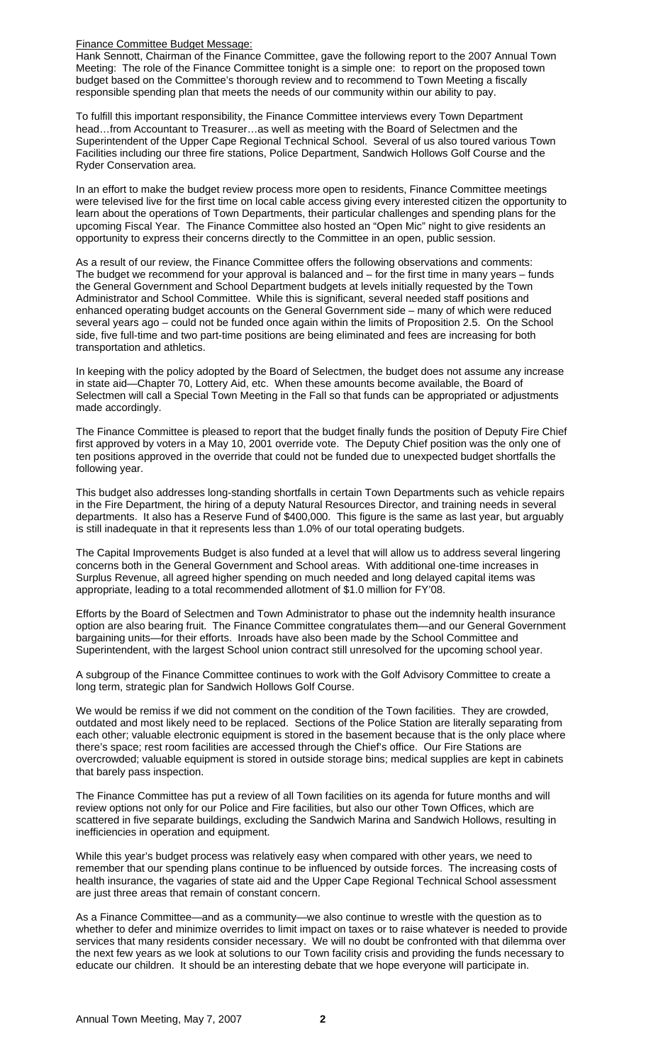Finance Committee Budget Message:

Hank Sennott, Chairman of the Finance Committee, gave the following report to the 2007 Annual Town Meeting: The role of the Finance Committee tonight is a simple one: to report on the proposed town budget based on the Committee's thorough review and to recommend to Town Meeting a fiscally responsible spending plan that meets the needs of our community within our ability to pay.

To fulfill this important responsibility, the Finance Committee interviews every Town Department head…from Accountant to Treasurer…as well as meeting with the Board of Selectmen and the Superintendent of the Upper Cape Regional Technical School. Several of us also toured various Town Facilities including our three fire stations, Police Department, Sandwich Hollows Golf Course and the Ryder Conservation area.

In an effort to make the budget review process more open to residents, Finance Committee meetings were televised live for the first time on local cable access giving every interested citizen the opportunity to learn about the operations of Town Departments, their particular challenges and spending plans for the upcoming Fiscal Year. The Finance Committee also hosted an "Open Mic" night to give residents an opportunity to express their concerns directly to the Committee in an open, public session.

As a result of our review, the Finance Committee offers the following observations and comments: The budget we recommend for your approval is balanced and – for the first time in many years – funds the General Government and School Department budgets at levels initially requested by the Town Administrator and School Committee. While this is significant, several needed staff positions and enhanced operating budget accounts on the General Government side – many of which were reduced several years ago – could not be funded once again within the limits of Proposition 2.5. On the School side, five full-time and two part-time positions are being eliminated and fees are increasing for both transportation and athletics.

In keeping with the policy adopted by the Board of Selectmen, the budget does not assume any increase in state aid—Chapter 70, Lottery Aid, etc. When these amounts become available, the Board of Selectmen will call a Special Town Meeting in the Fall so that funds can be appropriated or adjustments made accordingly.

The Finance Committee is pleased to report that the budget finally funds the position of Deputy Fire Chief first approved by voters in a May 10, 2001 override vote. The Deputy Chief position was the only one of ten positions approved in the override that could not be funded due to unexpected budget shortfalls the following year.

This budget also addresses long-standing shortfalls in certain Town Departments such as vehicle repairs in the Fire Department, the hiring of a deputy Natural Resources Director, and training needs in several departments. It also has a Reserve Fund of $400,000. This figure is the same as last year, but arguably is still inadequate in that it represents less than 1.0% of our total operating budgets.

The Capital Improvements Budget is also funded at a level that will allow us to address several lingering concerns both in the General Government and School areas. With additional one-time increases in Surplus Revenue, all agreed higher spending on much needed and long delayed capital items was appropriate, leading to a total recommended allotment of $1.0 million for FY'08.

Efforts by the Board of Selectmen and Town Administrator to phase out the indemnity health insurance option are also bearing fruit. The Finance Committee congratulates them—and our General Government bargaining units—for their efforts. Inroads have also been made by the School Committee and Superintendent, with the largest School union contract still unresolved for the upcoming school year.

A subgroup of the Finance Committee continues to work with the Golf Advisory Committee to create a long term, strategic plan for Sandwich Hollows Golf Course.

We would be remiss if we did not comment on the condition of the Town facilities. They are crowded, outdated and most likely need to be replaced. Sections of the Police Station are literally separating from each other; valuable electronic equipment is stored in the basement because that is the only place where there's space; rest room facilities are accessed through the Chief's office. Our Fire Stations are overcrowded; valuable equipment is stored in outside storage bins; medical supplies are kept in cabinets that barely pass inspection.

The Finance Committee has put a review of all Town facilities on its agenda for future months and will review options not only for our Police and Fire facilities, but also our other Town Offices, which are scattered in five separate buildings, excluding the Sandwich Marina and Sandwich Hollows, resulting in inefficiencies in operation and equipment.

While this year's budget process was relatively easy when compared with other years, we need to remember that our spending plans continue to be influenced by outside forces. The increasing costs of health insurance, the vagaries of state aid and the Upper Cape Regional Technical School assessment are just three areas that remain of constant concern.

As a Finance Committee—and as a community—we also continue to wrestle with the question as to whether to defer and minimize overrides to limit impact on taxes or to raise whatever is needed to provide services that many residents consider necessary. We will no doubt be confronted with that dilemma over the next few years as we look at solutions to our Town facility crisis and providing the funds necessary to educate our children. It should be an interesting debate that we hope everyone will participate in.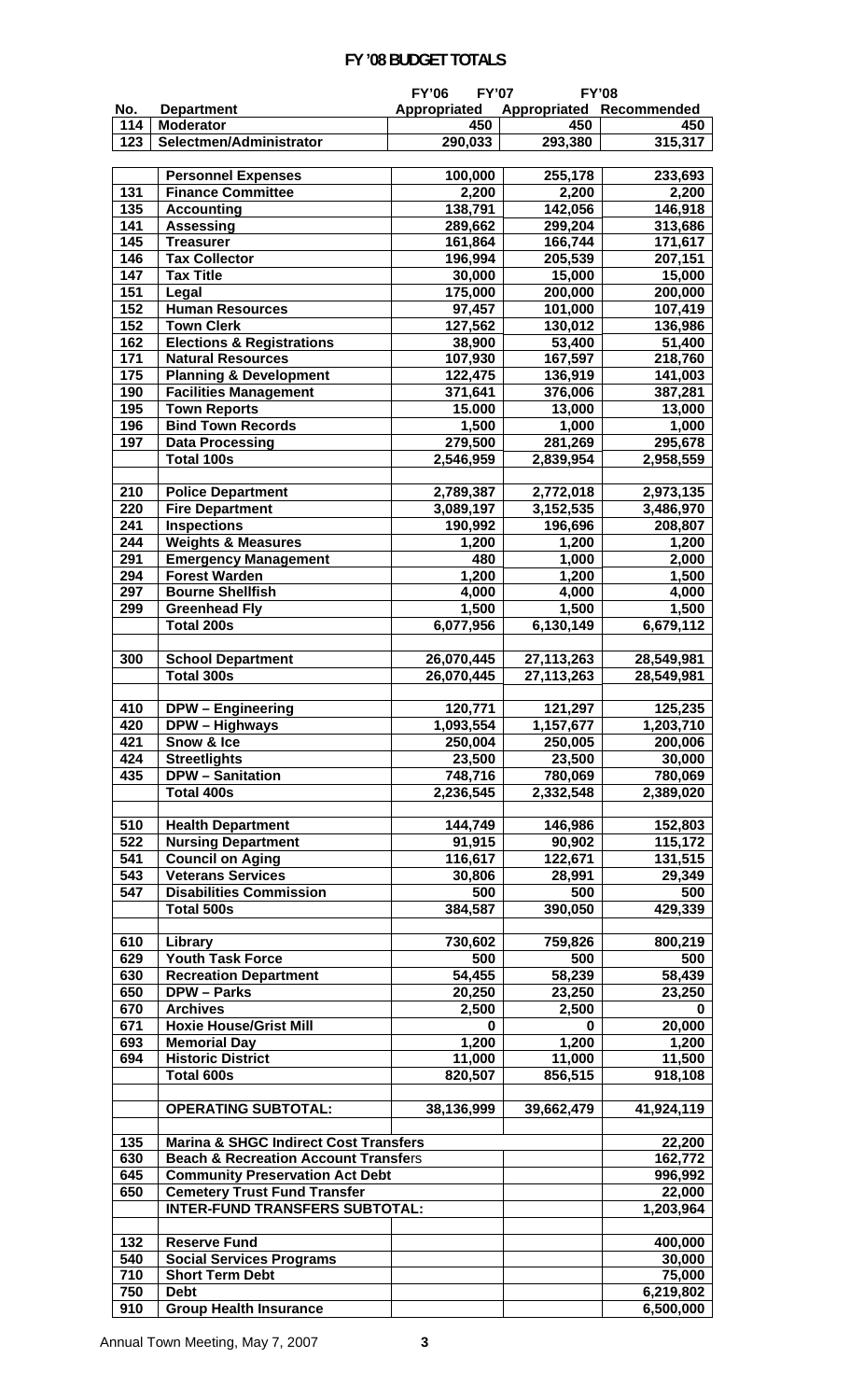# FY '08 BUDGET TOTALS

| No. | Department | FY'06 Appropriated | FY'07 Appropriated | FY'08 Recommended |
|---|---|---|---|---|
| 114 | Moderator | 450 | 450 | 450 |
| 123 | Selectmen/Administrator | 290,033 | 293,380 | 315,317 |
| | | | | |
| | Personnel Expenses | 100,000 | 255,178 | 233,693 |
| 131 | Finance Committee | 2,200 | 2,200 | 2,200 |
| 135 | Accounting | 138,791 | 142,056 | 146,918 |
| 141 | Assessing | 289,662 | 299,204 | 313,686 |
| 145 | Treasurer | 161,864 | 166,744 | 171,617 |
| 146 | Tax Collector | 196,994 | 205,539 | 207,151 |
| 147 | Tax Title | 30,000 | 15,000 | 15,000 |
| 151 | Legal | 175,000 | 200,000 | 200,000 |
| 152 | Human Resources | 97,457 | 101,000 | 107,419 |
| 152 | Town Clerk | 127,562 | 130,012 | 136,986 |
| 162 | Elections & Registrations | 38,900 | 53,400 | 51,400 |
| 171 | Natural Resources | 107,930 | 167,597 | 218,760 |
| 175 | Planning & Development | 122,475 | 136,919 | 141,003 |
| 190 | Facilities Management | 371,641 | 376,006 | 387,281 |
| 195 | Town Reports | 15.000 | 13,000 | 13,000 |
| 196 | Bind Town Records | 1,500 | 1,000 | 1,000 |
| 197 | Data Processing | 279,500 | 281,269 | 295,678 |
| | Total 100s | 2,546,959 | 2,839,954 | 2,958,559 |
| | | | | |
| 210 | Police Department | 2,789,387 | 2,772,018 | 2,973,135 |
| 220 | Fire Department | 3,089,197 | 3,152,535 | 3,486,970 |
| 241 | Inspections | 190,992 | 196,696 | 208,807 |
| 244 | Weights & Measures | 1,200 | 1,200 | 1,200 |
| 291 | Emergency Management | 480 | 1,000 | 2,000 |
| 294 | Forest Warden | 1,200 | 1,200 | 1,500 |
| 297 | Bourne Shellfish | 4,000 | 4,000 | 4,000 |
| 299 | Greenhead Fly | 1,500 | 1,500 | 1,500 |
| | Total 200s | 6,077,956 | 6,130,149 | 6,679,112 |
| | | | | |
| 300 | School Department | 26,070,445 | 27,113,263 | 28,549,981 |
| | Total 300s | 26,070,445 | 27,113,263 | 28,549,981 |
| | | | | |
| 410 | DPW – Engineering | 120,771 | 121,297 | 125,235 |
| 420 | DPW – Highways | 1,093,554 | 1,157,677 | 1,203,710 |
| 421 | Snow & Ice | 250,004 | 250,005 | 200,006 |
| 424 | Streetlights | 23,500 | 23,500 | 30,000 |
| 435 | DPW – Sanitation | 748,716 | 780,069 | 780,069 |
| | Total 400s | 2,236,545 | 2,332,548 | 2,389,020 |
| | | | | |
| 510 | Health Department | 144,749 | 146,986 | 152,803 |
| 522 | Nursing Department | 91,915 | 90,902 | 115,172 |
| 541 | Council on Aging | 116,617 | 122,671 | 131,515 |
| 543 | Veterans Services | 30,806 | 28,991 | 29,349 |
| 547 | Disabilities Commission | 500 | 500 | 500 |
| | Total 500s | 384,587 | 390,050 | 429,339 |
| | | | | |
| 610 | Library | 730,602 | 759,826 | 800,219 |
| 629 | Youth Task Force | 500 | 500 | 500 |
| 630 | Recreation Department | 54,455 | 58,239 | 58,439 |
| 650 | DPW – Parks | 20,250 | 23,250 | 23,250 |
| 670 | Archives | 2,500 | 2,500 | 0 |
| 671 | Hoxie House/Grist Mill | 0 | 0 | 20,000 |
| 693 | Memorial Day | 1,200 | 1,200 | 1,200 |
| 694 | Historic District | 11,000 | 11,000 | 11,500 |
| | Total 600s | 820,507 | 856,515 | 918,108 |
| | | | | |
| | OPERATING SUBTOTAL: | 38,136,999 | 39,662,479 | 41,924,119 |
| | | | | |
| 135 | Marina & SHGC Indirect Cost Transfers | | | 22,200 |
| 630 | Beach & Recreation Account Transfers | | | 162,772 |
| 645 | Community Preservation Act Debt | | | 996,992 |
| 650 | Cemetery Trust Fund Transfer | | | 22,000 |
| | INTER-FUND TRANSFERS SUBTOTAL: | | | 1,203,964 |
| | | | | |
| 132 | Reserve Fund | | | 400,000 |
| 540 | Social Services Programs | | | 30,000 |
| 710 | Short Term Debt | | | 75,000 |
| 750 | Debt | | | 6,219,802 |
| 910 | Group Health Insurance | | | 6,500,000 |

Annual Town Meeting, May 7, 2007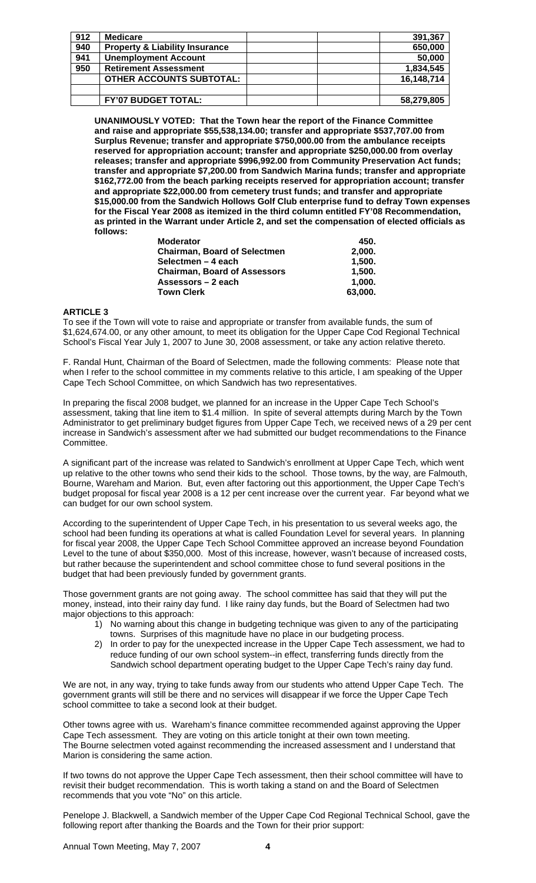| 912 | Medicare | | | 391,367 |
|---|---|---|---|---|
| 940 | Property & Liability Insurance | | | 650,000 |
| 941 | Unemployment Account | | | 50,000 |
| 950 | Retirement Assessment | | | 1,834,545 |
| | OTHER ACCOUNTS SUBTOTAL: | | | 16,148,714 |
| | | | | |
| | FY'07 BUDGET TOTAL: | | | 58,279,805 |

**UNANIMOUSLY VOTED: That the Town hear the report of the Finance Committee and raise and appropriate $55,538,134.00; transfer and appropriate $537,707.00 from Surplus Revenue; transfer and appropriate $750,000.00 from the ambulance receipts reserved for appropriation account; transfer and appropriate $250,000.00 from overlay releases; transfer and appropriate $996,992.00 from Community Preservation Act funds; transfer and appropriate $7,200.00 from Sandwich Marina funds; transfer and appropriate $162,772.00 from the beach parking receipts reserved for appropriation account; transfer and appropriate $22,000.00 from cemetery trust funds; and transfer and appropriate $15,000.00 from the Sandwich Hollows Golf Club enterprise fund to defray Town expenses for the Fiscal Year 2008 as itemized in the third column entitled FY'08 Recommendation, as printed in the Warrant under Article 2, and set the compensation of elected officials as follows:**

| | |
|---|---|
| **Moderator** | **450.** |
| **Chairman, Board of Selectmen** | **2,000.** |
| **Selectmen – 4 each** | **1,500.** |
| **Chairman, Board of Assessors** | **1,500.** |
| **Assessors – 2 each** | **1,000.** |
| **Town Clerk** | **63,000.** |

**ARTICLE 3**

To see if the Town will vote to raise and appropriate or transfer from available funds, the sum of $1,624,674.00, or any other amount, to meet its obligation for the Upper Cape Cod Regional Technical School's Fiscal Year July 1, 2007 to June 30, 2008 assessment, or take any action relative thereto.

F. Randal Hunt, Chairman of the Board of Selectmen, made the following comments: Please note that when I refer to the school committee in my comments relative to this article, I am speaking of the Upper Cape Tech School Committee, on which Sandwich has two representatives.

In preparing the fiscal 2008 budget, we planned for an increase in the Upper Cape Tech School's assessment, taking that line item to $1.4 million. In spite of several attempts during March by the Town Administrator to get preliminary budget figures from Upper Cape Tech, we received news of a 29 per cent increase in Sandwich's assessment after we had submitted our budget recommendations to the Finance Committee.

A significant part of the increase was related to Sandwich's enrollment at Upper Cape Tech, which went up relative to the other towns who send their kids to the school. Those towns, by the way, are Falmouth, Bourne, Wareham and Marion. But, even after factoring out this apportionment, the Upper Cape Tech's budget proposal for fiscal year 2008 is a 12 per cent increase over the current year. Far beyond what we can budget for our own school system.

According to the superintendent of Upper Cape Tech, in his presentation to us several weeks ago, the school had been funding its operations at what is called Foundation Level for several years. In planning for fiscal year 2008, the Upper Cape Tech School Committee approved an increase beyond Foundation Level to the tune of about $350,000. Most of this increase, however, wasn't because of increased costs, but rather because the superintendent and school committee chose to fund several positions in the budget that had been previously funded by government grants.

Those government grants are not going away. The school committee has said that they will put the money, instead, into their rainy day fund. I like rainy day funds, but the Board of Selectmen had two major objections to this approach:

1) No warning about this change in budgeting technique was given to any of the participating towns. Surprises of this magnitude have no place in our budgeting process.
2) In order to pay for the unexpected increase in the Upper Cape Tech assessment, we had to reduce funding of our own school system--in effect, transferring funds directly from the Sandwich school department operating budget to the Upper Cape Tech's rainy day fund.

We are not, in any way, trying to take funds away from our students who attend Upper Cape Tech. The government grants will still be there and no services will disappear if we force the Upper Cape Tech school committee to take a second look at their budget.

Other towns agree with us. Wareham's finance committee recommended against approving the Upper Cape Tech assessment. They are voting on this article tonight at their own town meeting. The Bourne selectmen voted against recommending the increased assessment and I understand that Marion is considering the same action.

If two towns do not approve the Upper Cape Tech assessment, then their school committee will have to revisit their budget recommendation. This is worth taking a stand on and the Board of Selectmen recommends that you vote "No" on this article.

Penelope J. Blackwell, a Sandwich member of the Upper Cape Cod Regional Technical School, gave the following report after thanking the Boards and the Town for their prior support: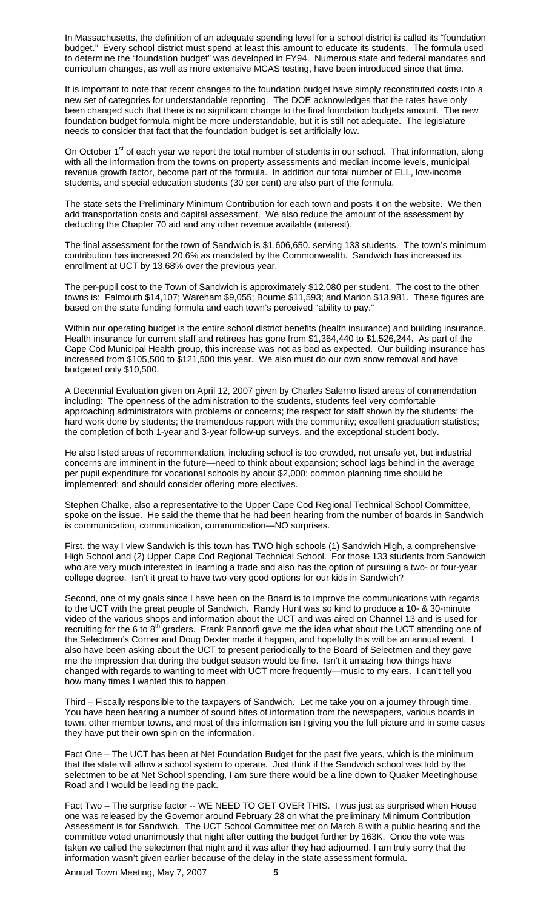In Massachusetts, the definition of an adequate spending level for a school district is called its "foundation budget." Every school district must spend at least this amount to educate its students. The formula used to determine the "foundation budget" was developed in FY94. Numerous state and federal mandates and curriculum changes, as well as more extensive MCAS testing, have been introduced since that time.

It is important to note that recent changes to the foundation budget have simply reconstituted costs into a new set of categories for understandable reporting. The DOE acknowledges that the rates have only been changed such that there is no significant change to the final foundation budgets amount. The new foundation budget formula might be more understandable, but it is still not adequate. The legislature needs to consider that fact that the foundation budget is set artificially low.

On October 1st of each year we report the total number of students in our school. That information, along with all the information from the towns on property assessments and median income levels, municipal revenue growth factor, become part of the formula. In addition our total number of ELL, low-income students, and special education students (30 per cent) are also part of the formula.

The state sets the Preliminary Minimum Contribution for each town and posts it on the website. We then add transportation costs and capital assessment. We also reduce the amount of the assessment by deducting the Chapter 70 aid and any other revenue available (interest).

The final assessment for the town of Sandwich is $1,606,650. serving 133 students. The town's minimum contribution has increased 20.6% as mandated by the Commonwealth. Sandwich has increased its enrollment at UCT by 13.68% over the previous year.

The per-pupil cost to the Town of Sandwich is approximately $12,080 per student. The cost to the other towns is: Falmouth $14,107; Wareham $9,055; Bourne $11,593; and Marion $13,981. These figures are based on the state funding formula and each town's perceived "ability to pay."

Within our operating budget is the entire school district benefits (health insurance) and building insurance. Health insurance for current staff and retirees has gone from $1,364,440 to $1,526,244. As part of the Cape Cod Municipal Health group, this increase was not as bad as expected. Our building insurance has increased from $105,500 to $121,500 this year. We also must do our own snow removal and have budgeted only $10,500.

A Decennial Evaluation given on April 12, 2007 given by Charles Salerno listed areas of commendation including: The openness of the administration to the students, students feel very comfortable approaching administrators with problems or concerns; the respect for staff shown by the students; the hard work done by students; the tremendous rapport with the community; excellent graduation statistics; the completion of both 1-year and 3-year follow-up surveys, and the exceptional student body.

He also listed areas of recommendation, including school is too crowded, not unsafe yet, but industrial concerns are imminent in the future—need to think about expansion; school lags behind in the average per pupil expenditure for vocational schools by about $2,000; common planning time should be implemented; and should consider offering more electives.

Stephen Chalke, also a representative to the Upper Cape Cod Regional Technical School Committee, spoke on the issue. He said the theme that he had been hearing from the number of boards in Sandwich is communication, communication, communication—NO surprises.

First, the way I view Sandwich is this town has TWO high schools (1) Sandwich High, a comprehensive High School and (2) Upper Cape Cod Regional Technical School. For those 133 students from Sandwich who are very much interested in learning a trade and also has the option of pursuing a two- or four-year college degree. Isn't it great to have two very good options for our kids in Sandwich?

Second, one of my goals since I have been on the Board is to improve the communications with regards to the UCT with the great people of Sandwich. Randy Hunt was so kind to produce a 10- & 30-minute video of the various shops and information about the UCT and was aired on Channel 13 and is used for recruiting for the 6 to 8th graders. Frank Pannorfi gave me the idea what about the UCT attending one of the Selectmen's Corner and Doug Dexter made it happen, and hopefully this will be an annual event. I also have been asking about the UCT to present periodically to the Board of Selectmen and they gave me the impression that during the budget season would be fine. Isn't it amazing how things have changed with regards to wanting to meet with UCT more frequently—music to my ears. I can't tell you how many times I wanted this to happen.

Third – Fiscally responsible to the taxpayers of Sandwich. Let me take you on a journey through time. You have been hearing a number of sound bites of information from the newspapers, various boards in town, other member towns, and most of this information isn't giving you the full picture and in some cases they have put their own spin on the information.

Fact One – The UCT has been at Net Foundation Budget for the past five years, which is the minimum that the state will allow a school system to operate. Just think if the Sandwich school was told by the selectmen to be at Net School spending, I am sure there would be a line down to Quaker Meetinghouse Road and I would be leading the pack.

Fact Two – The surprise factor -- WE NEED TO GET OVER THIS. I was just as surprised when House one was released by the Governor around February 28 on what the preliminary Minimum Contribution Assessment is for Sandwich. The UCT School Committee met on March 8 with a public hearing and the committee voted unanimously that night after cutting the budget further by 163K. Once the vote was taken we called the selectmen that night and it was after they had adjourned. I am truly sorry that the information wasn't given earlier because of the delay in the state assessment formula.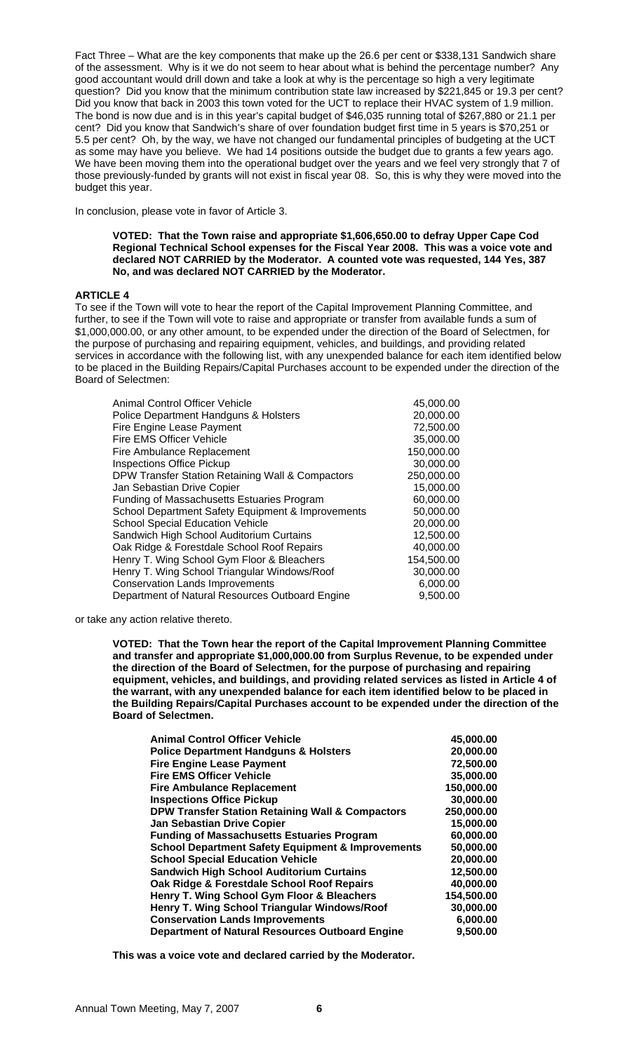Fact Three – What are the key components that make up the 26.6 per cent or $338,131 Sandwich share of the assessment. Why is it we do not seem to hear about what is behind the percentage number? Any good accountant would drill down and take a look at why is the percentage so high a very legitimate question? Did you know that the minimum contribution state law increased by $221,845 or 19.3 per cent? Did you know that back in 2003 this town voted for the UCT to replace their HVAC system of 1.9 million. The bond is now due and is in this year's capital budget of $46,035 running total of $267,880 or 21.1 per cent? Did you know that Sandwich's share of over foundation budget first time in 5 years is $70,251 or 5.5 per cent? Oh, by the way, we have not changed our fundamental principles of budgeting at the UCT as some may have you believe. We had 14 positions outside the budget due to grants a few years ago. We have been moving them into the operational budget over the years and we feel very strongly that 7 of those previously-funded by grants will not exist in fiscal year 08. So, this is why they were moved into the budget this year.

In conclusion, please vote in favor of Article 3.

> **VOTED: That the Town raise and appropriate $1,606,650.00 to defray Upper Cape Cod Regional Technical School expenses for the Fiscal Year 2008. This was a voice vote and declared NOT CARRIED by the Moderator. A counted vote was requested, 144 Yes, 387 No, and was declared NOT CARRIED by the Moderator.**

**ARTICLE 4**

To see if the Town will vote to hear the report of the Capital Improvement Planning Committee, and further, to see if the Town will vote to raise and appropriate or transfer from available funds a sum of $1,000,000.00, or any other amount, to be expended under the direction of the Board of Selectmen, for the purpose of purchasing and repairing equipment, vehicles, and buildings, and providing related services in accordance with the following list, with any unexpended balance for each item identified below to be placed in the Building Repairs/Capital Purchases account to be expended under the direction of the Board of Selectmen:

| Item | Amount |
|---|---|
| Animal Control Officer Vehicle | 45,000.00 |
| Police Department Handguns & Holsters | 20,000.00 |
| Fire Engine Lease Payment | 72,500.00 |
| Fire EMS Officer Vehicle | 35,000.00 |
| Fire Ambulance Replacement | 150,000.00 |
| Inspections Office Pickup | 30,000.00 |
| DPW Transfer Station Retaining Wall & Compactors | 250,000.00 |
| Jan Sebastian Drive Copier | 15,000.00 |
| Funding of Massachusetts Estuaries Program | 60,000.00 |
| School Department Safety Equipment & Improvements | 50,000.00 |
| School Special Education Vehicle | 20,000.00 |
| Sandwich High School Auditorium Curtains | 12,500.00 |
| Oak Ridge & Forestdale School Roof Repairs | 40,000.00 |
| Henry T. Wing School Gym Floor & Bleachers | 154,500.00 |
| Henry T. Wing School Triangular Windows/Roof | 30,000.00 |
| Conservation Lands Improvements | 6,000.00 |
| Department of Natural Resources Outboard Engine | 9,500.00 |

or take any action relative thereto.

> **VOTED: That the Town hear the report of the Capital Improvement Planning Committee and transfer and appropriate $1,000,000.00 from Surplus Revenue, to be expended under the direction of the Board of Selectmen, for the purpose of purchasing and repairing equipment, vehicles, and buildings, and providing related services as listed in Article 4 of the warrant, with any unexpended balance for each item identified below to be placed in the Building Repairs/Capital Purchases account to be expended under the direction of the Board of Selectmen.**

| **Item** | **Amount** |
|---|---|
| **Animal Control Officer Vehicle** | **45,000.00** |
| **Police Department Handguns & Holsters** | **20,000.00** |
| **Fire Engine Lease Payment** | **72,500.00** |
| **Fire EMS Officer Vehicle** | **35,000.00** |
| **Fire Ambulance Replacement** | **150,000.00** |
| **Inspections Office Pickup** | **30,000.00** |
| **DPW Transfer Station Retaining Wall & Compactors** | **250,000.00** |
| **Jan Sebastian Drive Copier** | **15,000.00** |
| **Funding of Massachusetts Estuaries Program** | **60,000.00** |
| **School Department Safety Equipment & Improvements** | **50,000.00** |
| **School Special Education Vehicle** | **20,000.00** |
| **Sandwich High School Auditorium Curtains** | **12,500.00** |
| **Oak Ridge & Forestdale School Roof Repairs** | **40,000.00** |
| **Henry T. Wing School Gym Floor & Bleachers** | **154,500.00** |
| **Henry T. Wing School Triangular Windows/Roof** | **30,000.00** |
| **Conservation Lands Improvements** | **6,000.00** |
| **Department of Natural Resources Outboard Engine** | **9,500.00** |

**This was a voice vote and declared carried by the Moderator.**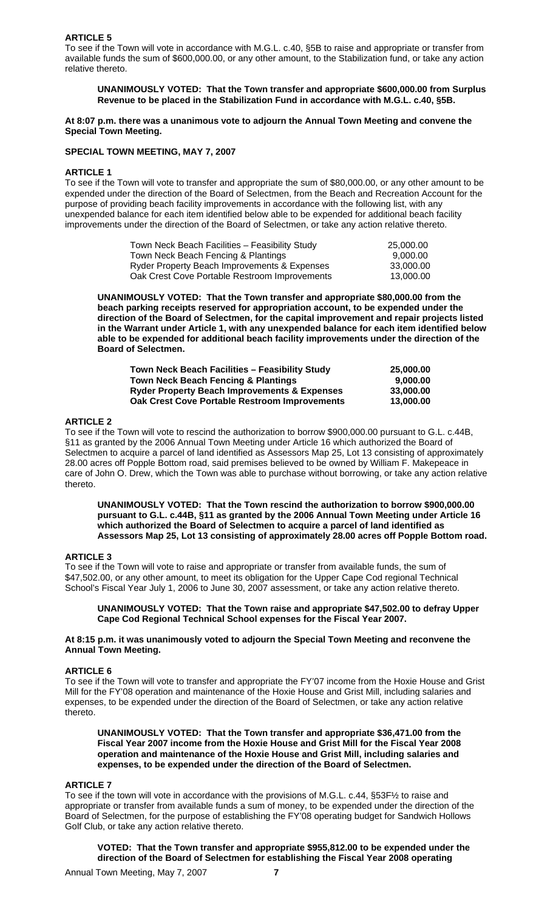### ARTICLE 5

To see if the Town will vote in accordance with M.G.L. c.40, §5B to raise and appropriate or transfer from available funds the sum of $600,000.00, or any other amount, to the Stabilization fund, or take any action relative thereto.

> **UNANIMOUSLY VOTED: That the Town transfer and appropriate $600,000.00 from Surplus Revenue to be placed in the Stabilization Fund in accordance with M.G.L. c.40, §5B.**

**At 8:07 p.m. there was a unanimous vote to adjourn the Annual Town Meeting and convene the Special Town Meeting.**

## SPECIAL TOWN MEETING, MAY 7, 2007

### ARTICLE 1

To see if the Town will vote to transfer and appropriate the sum of $80,000.00, or any other amount to be expended under the direction of the Board of Selectmen, from the Beach and Recreation Account for the purpose of providing beach facility improvements in accordance with the following list, with any unexpended balance for each item identified below able to be expended for additional beach facility improvements under the direction of the Board of Selectmen, or take any action relative thereto.

| | |
|---|---|
| Town Neck Beach Facilities – Feasibility Study | 25,000.00 |
| Town Neck Beach Fencing & Plantings | 9,000.00 |
| Ryder Property Beach Improvements & Expenses | 33,000.00 |
| Oak Crest Cove Portable Restroom Improvements | 13,000.00 |

> **UNANIMOUSLY VOTED: That the Town transfer and appropriate $80,000.00 from the beach parking receipts reserved for appropriation account, to be expended under the direction of the Board of Selectmen, for the capital improvement and repair projects listed in the Warrant under Article 1, with any unexpended balance for each item identified below able to be expended for additional beach facility improvements under the direction of the Board of Selectmen.**

| | |
|---|---|
| **Town Neck Beach Facilities – Feasibility Study** | **25,000.00** |
| **Town Neck Beach Fencing & Plantings** | **9,000.00** |
| **Ryder Property Beach Improvements & Expenses** | **33,000.00** |
| **Oak Crest Cove Portable Restroom Improvements** | **13,000.00** |

### ARTICLE 2

To see if the Town will vote to rescind the authorization to borrow $900,000.00 pursuant to G.L. c.44B, §11 as granted by the 2006 Annual Town Meeting under Article 16 which authorized the Board of Selectmen to acquire a parcel of land identified as Assessors Map 25, Lot 13 consisting of approximately 28.00 acres off Popple Bottom road, said premises believed to be owned by William F. Makepeace in care of John O. Drew, which the Town was able to purchase without borrowing, or take any action relative thereto.

> **UNANIMOUSLY VOTED: That the Town rescind the authorization to borrow $900,000.00 pursuant to G.L. c.44B, §11 as granted by the 2006 Annual Town Meeting under Article 16 which authorized the Board of Selectmen to acquire a parcel of land identified as Assessors Map 25, Lot 13 consisting of approximately 28.00 acres off Popple Bottom road.**

### ARTICLE 3

To see if the Town will vote to raise and appropriate or transfer from available funds, the sum of $47,502.00, or any other amount, to meet its obligation for the Upper Cape Cod regional Technical School's Fiscal Year July 1, 2006 to June 30, 2007 assessment, or take any action relative thereto.

> **UNANIMOUSLY VOTED: That the Town raise and appropriate $47,502.00 to defray Upper Cape Cod Regional Technical School expenses for the Fiscal Year 2007.**

**At 8:15 p.m. it was unanimously voted to adjourn the Special Town Meeting and reconvene the Annual Town Meeting.**

### ARTICLE 6

To see if the Town will vote to transfer and appropriate the FY'07 income from the Hoxie House and Grist Mill for the FY'08 operation and maintenance of the Hoxie House and Grist Mill, including salaries and expenses, to be expended under the direction of the Board of Selectmen, or take any action relative thereto.

> **UNANIMOUSLY VOTED: That the Town transfer and appropriate $36,471.00 from the Fiscal Year 2007 income from the Hoxie House and Grist Mill for the Fiscal Year 2008 operation and maintenance of the Hoxie House and Grist Mill, including salaries and expenses, to be expended under the direction of the Board of Selectmen.**

### ARTICLE 7

To see if the town will vote in accordance with the provisions of M.G.L. c.44, §53F½ to raise and appropriate or transfer from available funds a sum of money, to be expended under the direction of the Board of Selectmen, for the purpose of establishing the FY'08 operating budget for Sandwich Hollows Golf Club, or take any action relative thereto.

> **VOTED: That the Town transfer and appropriate $955,812.00 to be expended under the direction of the Board of Selectmen for establishing the Fiscal Year 2008 operating**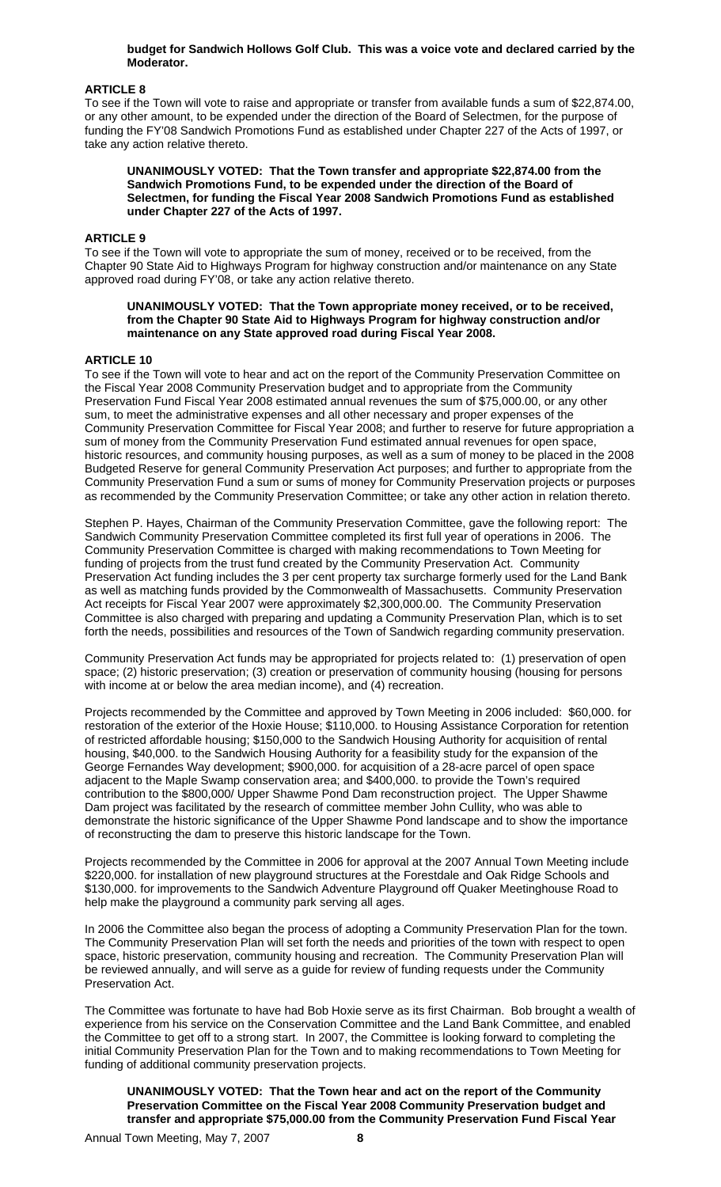**budget for Sandwich Hollows Golf Club. This was a voice vote and declared carried by the Moderator.**

**ARTICLE 8**

To see if the Town will vote to raise and appropriate or transfer from available funds a sum of $22,874.00, or any other amount, to be expended under the direction of the Board of Selectmen, for the purpose of funding the FY'08 Sandwich Promotions Fund as established under Chapter 227 of the Acts of 1997, or take any action relative thereto.

**UNANIMOUSLY VOTED: That the Town transfer and appropriate $22,874.00 from the Sandwich Promotions Fund, to be expended under the direction of the Board of Selectmen, for funding the Fiscal Year 2008 Sandwich Promotions Fund as established under Chapter 227 of the Acts of 1997.**

**ARTICLE 9**

To see if the Town will vote to appropriate the sum of money, received or to be received, from the Chapter 90 State Aid to Highways Program for highway construction and/or maintenance on any State approved road during FY'08, or take any action relative thereto.

**UNANIMOUSLY VOTED: That the Town appropriate money received, or to be received, from the Chapter 90 State Aid to Highways Program for highway construction and/or maintenance on any State approved road during Fiscal Year 2008.**

**ARTICLE 10**

To see if the Town will vote to hear and act on the report of the Community Preservation Committee on the Fiscal Year 2008 Community Preservation budget and to appropriate from the Community Preservation Fund Fiscal Year 2008 estimated annual revenues the sum of $75,000.00, or any other sum, to meet the administrative expenses and all other necessary and proper expenses of the Community Preservation Committee for Fiscal Year 2008; and further to reserve for future appropriation a sum of money from the Community Preservation Fund estimated annual revenues for open space, historic resources, and community housing purposes, as well as a sum of money to be placed in the 2008 Budgeted Reserve for general Community Preservation Act purposes; and further to appropriate from the Community Preservation Fund a sum or sums of money for Community Preservation projects or purposes as recommended by the Community Preservation Committee; or take any other action in relation thereto.

Stephen P. Hayes, Chairman of the Community Preservation Committee, gave the following report: The Sandwich Community Preservation Committee completed its first full year of operations in 2006. The Community Preservation Committee is charged with making recommendations to Town Meeting for funding of projects from the trust fund created by the Community Preservation Act. Community Preservation Act funding includes the 3 per cent property tax surcharge formerly used for the Land Bank as well as matching funds provided by the Commonwealth of Massachusetts. Community Preservation Act receipts for Fiscal Year 2007 were approximately $2,300,000.00. The Community Preservation Committee is also charged with preparing and updating a Community Preservation Plan, which is to set forth the needs, possibilities and resources of the Town of Sandwich regarding community preservation.

Community Preservation Act funds may be appropriated for projects related to: (1) preservation of open space; (2) historic preservation; (3) creation or preservation of community housing (housing for persons with income at or below the area median income), and (4) recreation.

Projects recommended by the Committee and approved by Town Meeting in 2006 included: $60,000. for restoration of the exterior of the Hoxie House; $110,000. to Housing Assistance Corporation for retention of restricted affordable housing; $150,000 to the Sandwich Housing Authority for acquisition of rental housing, $40,000. to the Sandwich Housing Authority for a feasibility study for the expansion of the George Fernandes Way development; $900,000. for acquisition of a 28-acre parcel of open space adjacent to the Maple Swamp conservation area; and $400,000. to provide the Town's required contribution to the $800,000/ Upper Shawme Pond Dam reconstruction project. The Upper Shawme Dam project was facilitated by the research of committee member John Cullity, who was able to demonstrate the historic significance of the Upper Shawme Pond landscape and to show the importance of reconstructing the dam to preserve this historic landscape for the Town.

Projects recommended by the Committee in 2006 for approval at the 2007 Annual Town Meeting include $220,000. for installation of new playground structures at the Forestdale and Oak Ridge Schools and $130,000. for improvements to the Sandwich Adventure Playground off Quaker Meetinghouse Road to help make the playground a community park serving all ages.

In 2006 the Committee also began the process of adopting a Community Preservation Plan for the town. The Community Preservation Plan will set forth the needs and priorities of the town with respect to open space, historic preservation, community housing and recreation. The Community Preservation Plan will be reviewed annually, and will serve as a guide for review of funding requests under the Community Preservation Act.

The Committee was fortunate to have had Bob Hoxie serve as its first Chairman. Bob brought a wealth of experience from his service on the Conservation Committee and the Land Bank Committee, and enabled the Committee to get off to a strong start. In 2007, the Committee is looking forward to completing the initial Community Preservation Plan for the Town and to making recommendations to Town Meeting for funding of additional community preservation projects.

**UNANIMOUSLY VOTED: That the Town hear and act on the report of the Community Preservation Committee on the Fiscal Year 2008 Community Preservation budget and transfer and appropriate $75,000.00 from the Community Preservation Fund Fiscal Year**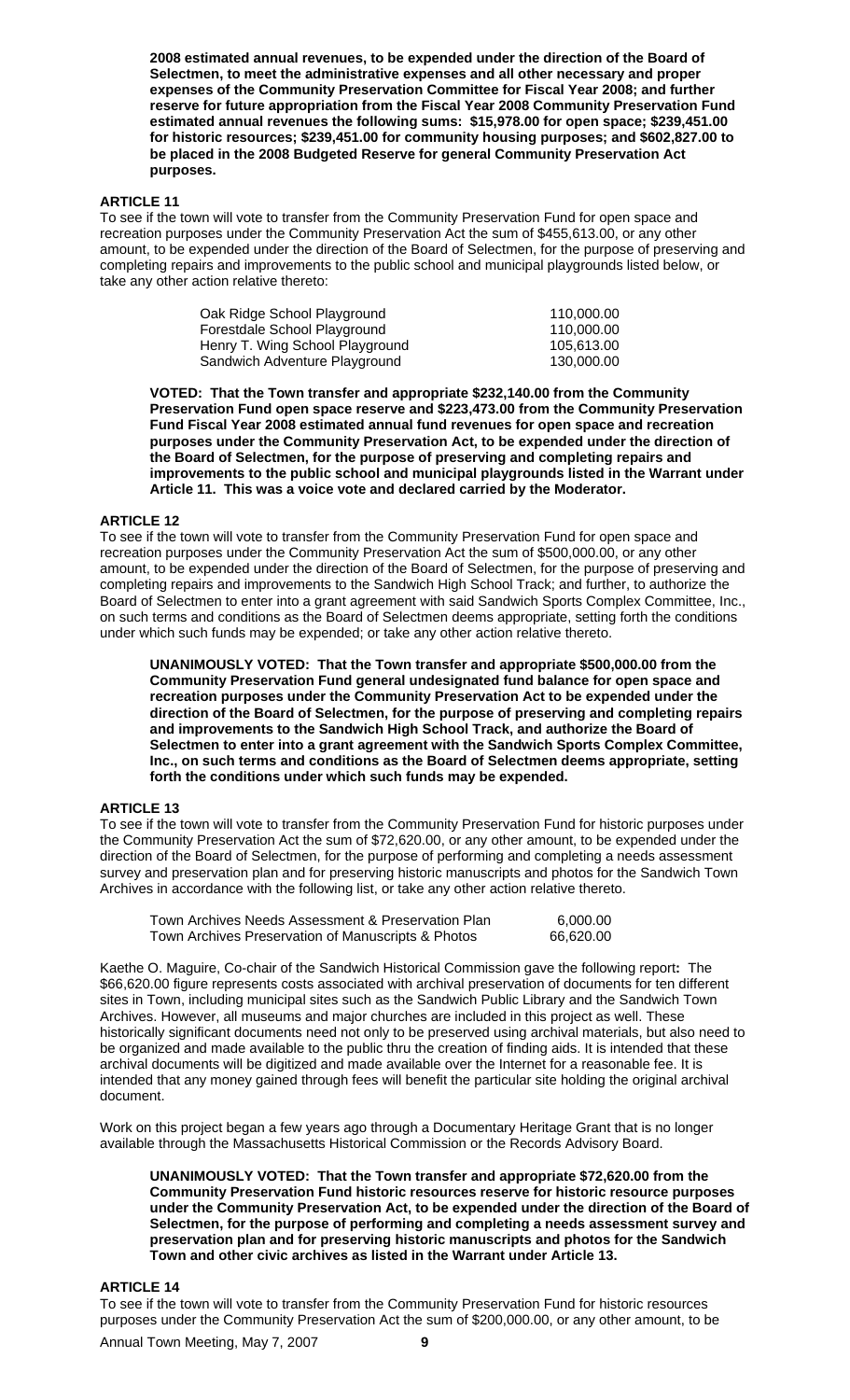**2008 estimated annual revenues, to be expended under the direction of the Board of Selectmen, to meet the administrative expenses and all other necessary and proper expenses of the Community Preservation Committee for Fiscal Year 2008; and further reserve for future appropriation from the Fiscal Year 2008 Community Preservation Fund estimated annual revenues the following sums: $15,978.00 for open space; $239,451.00 for historic resources; $239,451.00 for community housing purposes; and $602,827.00 to be placed in the 2008 Budgeted Reserve for general Community Preservation Act purposes.**

### ARTICLE 11

To see if the town will vote to transfer from the Community Preservation Fund for open space and recreation purposes under the Community Preservation Act the sum of $455,613.00, or any other amount, to be expended under the direction of the Board of Selectmen, for the purpose of preserving and completing repairs and improvements to the public school and municipal playgrounds listed below, or take any other action relative thereto:

| | |
|---|---|
| Oak Ridge School Playground | 110,000.00 |
| Forestdale School Playground | 110,000.00 |
| Henry T. Wing School Playground | 105,613.00 |
| Sandwich Adventure Playground | 130,000.00 |

**VOTED: That the Town transfer and appropriate $232,140.00 from the Community Preservation Fund open space reserve and $223,473.00 from the Community Preservation Fund Fiscal Year 2008 estimated annual fund revenues for open space and recreation purposes under the Community Preservation Act, to be expended under the direction of the Board of Selectmen, for the purpose of preserving and completing repairs and improvements to the public school and municipal playgrounds listed in the Warrant under Article 11. This was a voice vote and declared carried by the Moderator.**

### ARTICLE 12

To see if the town will vote to transfer from the Community Preservation Fund for open space and recreation purposes under the Community Preservation Act the sum of $500,000.00, or any other amount, to be expended under the direction of the Board of Selectmen, for the purpose of preserving and completing repairs and improvements to the Sandwich High School Track; and further, to authorize the Board of Selectmen to enter into a grant agreement with said Sandwich Sports Complex Committee, Inc., on such terms and conditions as the Board of Selectmen deems appropriate, setting forth the conditions under which such funds may be expended; or take any other action relative thereto.

**UNANIMOUSLY VOTED: That the Town transfer and appropriate $500,000.00 from the Community Preservation Fund general undesignated fund balance for open space and recreation purposes under the Community Preservation Act to be expended under the direction of the Board of Selectmen, for the purpose of preserving and completing repairs and improvements to the Sandwich High School Track, and authorize the Board of Selectmen to enter into a grant agreement with the Sandwich Sports Complex Committee, Inc., on such terms and conditions as the Board of Selectmen deems appropriate, setting forth the conditions under which such funds may be expended.**

### ARTICLE 13

To see if the town will vote to transfer from the Community Preservation Fund for historic purposes under the Community Preservation Act the sum of $72,620.00, or any other amount, to be expended under the direction of the Board of Selectmen, for the purpose of performing and completing a needs assessment survey and preservation plan and for preserving historic manuscripts and photos for the Sandwich Town Archives in accordance with the following list, or take any other action relative thereto.

| | |
|---|---|
| Town Archives Needs Assessment & Preservation Plan | 6,000.00 |
| Town Archives Preservation of Manuscripts & Photos | 66,620.00 |

Kaethe O. Maguire, Co-chair of the Sandwich Historical Commission gave the following report**:** The $66,620.00 figure represents costs associated with archival preservation of documents for ten different sites in Town, including municipal sites such as the Sandwich Public Library and the Sandwich Town Archives. However, all museums and major churches are included in this project as well. These historically significant documents need not only to be preserved using archival materials, but also need to be organized and made available to the public thru the creation of finding aids. It is intended that these archival documents will be digitized and made available over the Internet for a reasonable fee. It is intended that any money gained through fees will benefit the particular site holding the original archival document.

Work on this project began a few years ago through a Documentary Heritage Grant that is no longer available through the Massachusetts Historical Commission or the Records Advisory Board.

**UNANIMOUSLY VOTED: That the Town transfer and appropriate $72,620.00 from the Community Preservation Fund historic resources reserve for historic resource purposes under the Community Preservation Act, to be expended under the direction of the Board of Selectmen, for the purpose of performing and completing a needs assessment survey and preservation plan and for preserving historic manuscripts and photos for the Sandwich Town and other civic archives as listed in the Warrant under Article 13.**

### ARTICLE 14

To see if the town will vote to transfer from the Community Preservation Fund for historic resources purposes under the Community Preservation Act the sum of $200,000.00, or any other amount, to be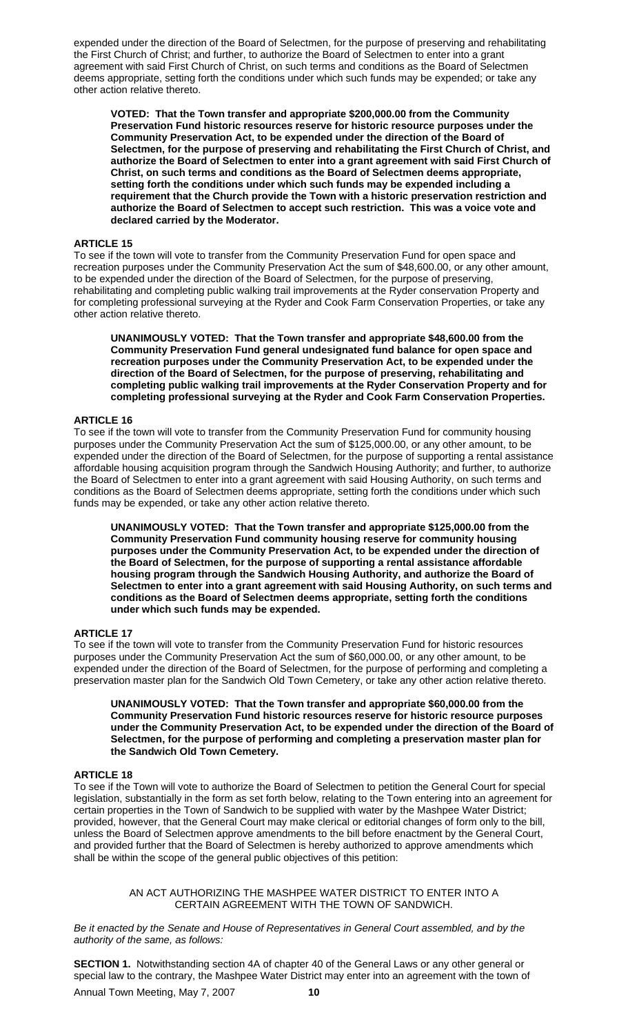expended under the direction of the Board of Selectmen, for the purpose of preserving and rehabilitating the First Church of Christ; and further, to authorize the Board of Selectmen to enter into a grant agreement with said First Church of Christ, on such terms and conditions as the Board of Selectmen deems appropriate, setting forth the conditions under which such funds may be expended; or take any other action relative thereto.

> **VOTED: That the Town transfer and appropriate $200,000.00 from the Community Preservation Fund historic resources reserve for historic resource purposes under the Community Preservation Act, to be expended under the direction of the Board of Selectmen, for the purpose of preserving and rehabilitating the First Church of Christ, and authorize the Board of Selectmen to enter into a grant agreement with said First Church of Christ, on such terms and conditions as the Board of Selectmen deems appropriate, setting forth the conditions under which such funds may be expended including a requirement that the Church provide the Town with a historic preservation restriction and authorize the Board of Selectmen to accept such restriction. This was a voice vote and declared carried by the Moderator.**

### ARTICLE 15

To see if the town will vote to transfer from the Community Preservation Fund for open space and recreation purposes under the Community Preservation Act the sum of $48,600.00, or any other amount, to be expended under the direction of the Board of Selectmen, for the purpose of preserving, rehabilitating and completing public walking trail improvements at the Ryder conservation Property and for completing professional surveying at the Ryder and Cook Farm Conservation Properties, or take any other action relative thereto.

> **UNANIMOUSLY VOTED: That the Town transfer and appropriate $48,600.00 from the Community Preservation Fund general undesignated fund balance for open space and recreation purposes under the Community Preservation Act, to be expended under the direction of the Board of Selectmen, for the purpose of preserving, rehabilitating and completing public walking trail improvements at the Ryder Conservation Property and for completing professional surveying at the Ryder and Cook Farm Conservation Properties.**

### ARTICLE 16

To see if the town will vote to transfer from the Community Preservation Fund for community housing purposes under the Community Preservation Act the sum of $125,000.00, or any other amount, to be expended under the direction of the Board of Selectmen, for the purpose of supporting a rental assistance affordable housing acquisition program through the Sandwich Housing Authority; and further, to authorize the Board of Selectmen to enter into a grant agreement with said Housing Authority, on such terms and conditions as the Board of Selectmen deems appropriate, setting forth the conditions under which such funds may be expended, or take any other action relative thereto.

> **UNANIMOUSLY VOTED: That the Town transfer and appropriate $125,000.00 from the Community Preservation Fund community housing reserve for community housing purposes under the Community Preservation Act, to be expended under the direction of the Board of Selectmen, for the purpose of supporting a rental assistance affordable housing program through the Sandwich Housing Authority, and authorize the Board of Selectmen to enter into a grant agreement with said Housing Authority, on such terms and conditions as the Board of Selectmen deems appropriate, setting forth the conditions under which such funds may be expended.**

### ARTICLE 17

To see if the town will vote to transfer from the Community Preservation Fund for historic resources purposes under the Community Preservation Act the sum of $60,000.00, or any other amount, to be expended under the direction of the Board of Selectmen, for the purpose of performing and completing a preservation master plan for the Sandwich Old Town Cemetery, or take any other action relative thereto.

> **UNANIMOUSLY VOTED: That the Town transfer and appropriate $60,000.00 from the Community Preservation Fund historic resources reserve for historic resource purposes under the Community Preservation Act, to be expended under the direction of the Board of Selectmen, for the purpose of performing and completing a preservation master plan for the Sandwich Old Town Cemetery.**

### ARTICLE 18

To see if the Town will vote to authorize the Board of Selectmen to petition the General Court for special legislation, substantially in the form as set forth below, relating to the Town entering into an agreement for certain properties in the Town of Sandwich to be supplied with water by the Mashpee Water District; provided, however, that the General Court may make clerical or editorial changes of form only to the bill, unless the Board of Selectmen approve amendments to the bill before enactment by the General Court, and provided further that the Board of Selectmen is hereby authorized to approve amendments which shall be within the scope of the general public objectives of this petition:

AN ACT AUTHORIZING THE MASHPEE WATER DISTRICT TO ENTER INTO A CERTAIN AGREEMENT WITH THE TOWN OF SANDWICH.

*Be it enacted by the Senate and House of Representatives in General Court assembled, and by the authority of the same, as follows:*

**SECTION 1.** Notwithstanding section 4A of chapter 40 of the General Laws or any other general or special law to the contrary, the Mashpee Water District may enter into an agreement with the town of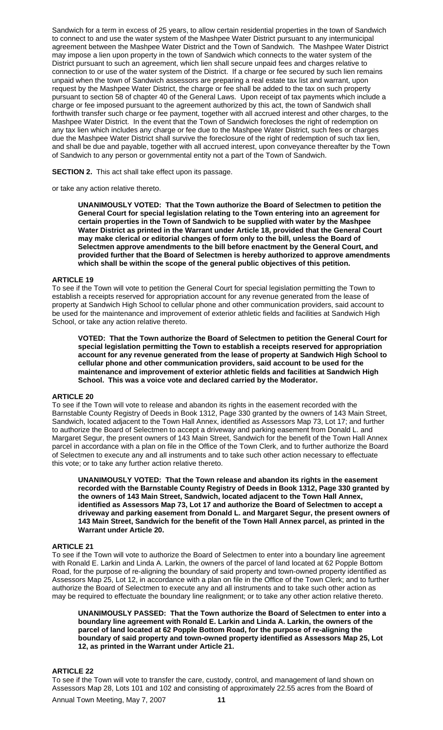Sandwich for a term in excess of 25 years, to allow certain residential properties in the town of Sandwich to connect to and use the water system of the Mashpee Water District pursuant to any intermunicipal agreement between the Mashpee Water District and the Town of Sandwich. The Mashpee Water District may impose a lien upon property in the town of Sandwich which connects to the water system of the District pursuant to such an agreement, which lien shall secure unpaid fees and charges relative to connection to or use of the water system of the District. If a charge or fee secured by such lien remains unpaid when the town of Sandwich assessors are preparing a real estate tax list and warrant, upon request by the Mashpee Water District, the charge or fee shall be added to the tax on such property pursuant to section 58 of chapter 40 of the General Laws. Upon receipt of tax payments which include a charge or fee imposed pursuant to the agreement authorized by this act, the town of Sandwich shall forthwith transfer such charge or fee payment, together with all accrued interest and other charges, to the Mashpee Water District. In the event that the Town of Sandwich forecloses the right of redemption on any tax lien which includes any charge or fee due to the Mashpee Water District, such fees or charges due the Mashpee Water District shall survive the foreclosure of the right of redemption of such tax lien, and shall be due and payable, together with all accrued interest, upon conveyance thereafter by the Town of Sandwich to any person or governmental entity not a part of the Town of Sandwich.

**SECTION 2.** This act shall take effect upon its passage.

or take any action relative thereto.

**UNANIMOUSLY VOTED: That the Town authorize the Board of Selectmen to petition the General Court for special legislation relating to the Town entering into an agreement for certain properties in the Town of Sandwich to be supplied with water by the Mashpee Water District as printed in the Warrant under Article 18, provided that the General Court may make clerical or editorial changes of form only to the bill, unless the Board of Selectmen approve amendments to the bill before enactment by the General Court, and provided further that the Board of Selectmen is hereby authorized to approve amendments which shall be within the scope of the general public objectives of this petition.**

**ARTICLE 19**

To see if the Town will vote to petition the General Court for special legislation permitting the Town to establish a receipts reserved for appropriation account for any revenue generated from the lease of property at Sandwich High School to cellular phone and other communication providers, said account to be used for the maintenance and improvement of exterior athletic fields and facilities at Sandwich High School, or take any action relative thereto.

**VOTED: That the Town authorize the Board of Selectmen to petition the General Court for special legislation permitting the Town to establish a receipts reserved for appropriation account for any revenue generated from the lease of property at Sandwich High School to cellular phone and other communication providers, said account to be used for the maintenance and improvement of exterior athletic fields and facilities at Sandwich High School. This was a voice vote and declared carried by the Moderator.**

**ARTICLE 20**

To see if the Town will vote to release and abandon its rights in the easement recorded with the Barnstable County Registry of Deeds in Book 1312, Page 330 granted by the owners of 143 Main Street, Sandwich, located adjacent to the Town Hall Annex, identified as Assessors Map 73, Lot 17; and further to authorize the Board of Selectmen to accept a driveway and parking easement from Donald L. and Margaret Segur, the present owners of 143 Main Street, Sandwich for the benefit of the Town Hall Annex parcel in accordance with a plan on file in the Office of the Town Clerk, and to further authorize the Board of Selectmen to execute any and all instruments and to take such other action necessary to effectuate this vote; or to take any further action relative thereto.

**UNANIMOUSLY VOTED: That the Town release and abandon its rights in the easement recorded with the Barnstable County Registry of Deeds in Book 1312, Page 330 granted by the owners of 143 Main Street, Sandwich, located adjacent to the Town Hall Annex, identified as Assessors Map 73, Lot 17 and authorize the Board of Selectmen to accept a driveway and parking easement from Donald L. and Margaret Segur, the present owners of 143 Main Street, Sandwich for the benefit of the Town Hall Annex parcel, as printed in the Warrant under Article 20.**

**ARTICLE 21**

To see if the Town will vote to authorize the Board of Selectmen to enter into a boundary line agreement with Ronald E. Larkin and Linda A. Larkin, the owners of the parcel of land located at 62 Popple Bottom Road, for the purpose of re-aligning the boundary of said property and town-owned property identified as Assessors Map 25, Lot 12, in accordance with a plan on file in the Office of the Town Clerk; and to further authorize the Board of Selectmen to execute any and all instruments and to take such other action as may be required to effectuate the boundary line realignment; or to take any other action relative thereto.

**UNANIMOUSLY PASSED: That the Town authorize the Board of Selectmen to enter into a boundary line agreement with Ronald E. Larkin and Linda A. Larkin, the owners of the parcel of land located at 62 Popple Bottom Road, for the purpose of re-aligning the boundary of said property and town-owned property identified as Assessors Map 25, Lot 12, as printed in the Warrant under Article 21.**

**ARTICLE 22**

To see if the Town will vote to transfer the care, custody, control, and management of land shown on Assessors Map 28, Lots 101 and 102 and consisting of approximately 22.55 acres from the Board of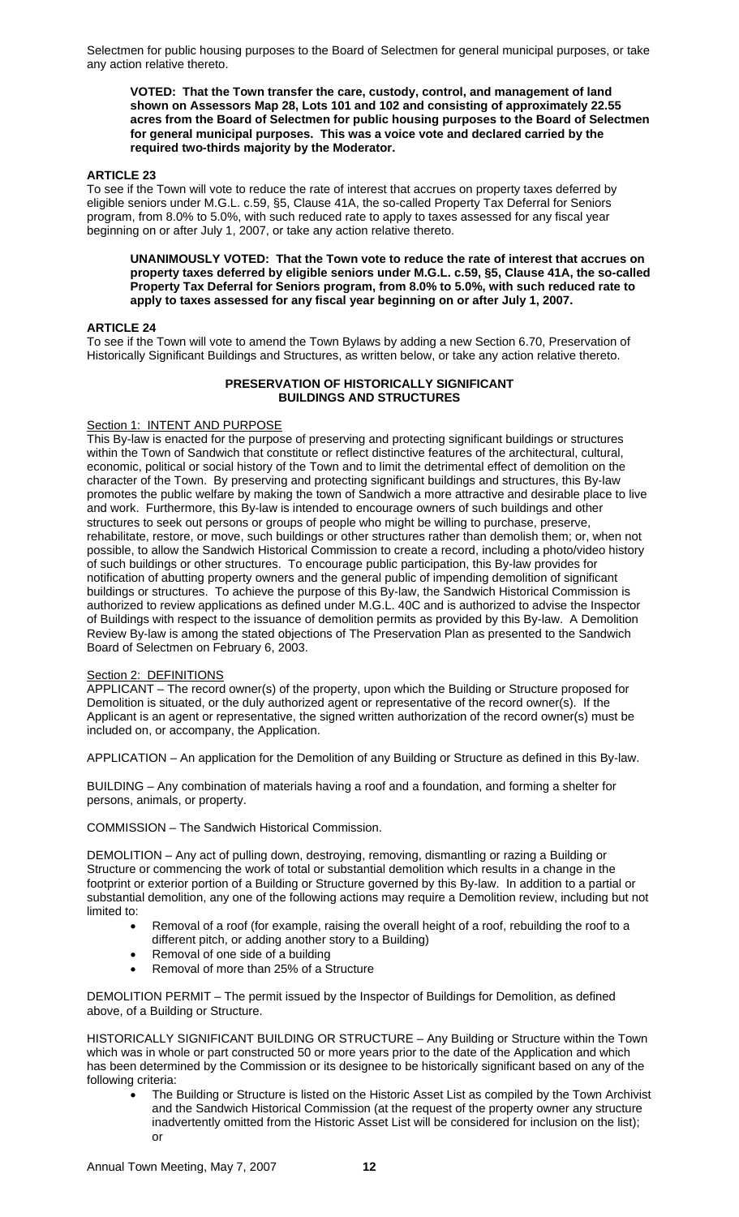Selectmen for public housing purposes to the Board of Selectmen for general municipal purposes, or take any action relative thereto.

> **VOTED: That the Town transfer the care, custody, control, and management of land shown on Assessors Map 28, Lots 101 and 102 and consisting of approximately 22.55 acres from the Board of Selectmen for public housing purposes to the Board of Selectmen for general municipal purposes. This was a voice vote and declared carried by the required two-thirds majority by the Moderator.**

**ARTICLE 23**

To see if the Town will vote to reduce the rate of interest that accrues on property taxes deferred by eligible seniors under M.G.L. c.59, §5, Clause 41A, the so-called Property Tax Deferral for Seniors program, from 8.0% to 5.0%, with such reduced rate to apply to taxes assessed for any fiscal year beginning on or after July 1, 2007, or take any action relative thereto.

> **UNANIMOUSLY VOTED: That the Town vote to reduce the rate of interest that accrues on property taxes deferred by eligible seniors under M.G.L. c.59, §5, Clause 41A, the so-called Property Tax Deferral for Seniors program, from 8.0% to 5.0%, with such reduced rate to apply to taxes assessed for any fiscal year beginning on or after July 1, 2007.**

**ARTICLE 24**

To see if the Town will vote to amend the Town Bylaws by adding a new Section 6.70, Preservation of Historically Significant Buildings and Structures, as written below, or take any action relative thereto.

**PRESERVATION OF HISTORICALLY SIGNIFICANT BUILDINGS AND STRUCTURES**

Section 1: INTENT AND PURPOSE

This By-law is enacted for the purpose of preserving and protecting significant buildings or structures within the Town of Sandwich that constitute or reflect distinctive features of the architectural, cultural, economic, political or social history of the Town and to limit the detrimental effect of demolition on the character of the Town. By preserving and protecting significant buildings and structures, this By-law promotes the public welfare by making the town of Sandwich a more attractive and desirable place to live and work. Furthermore, this By-law is intended to encourage owners of such buildings and other structures to seek out persons or groups of people who might be willing to purchase, preserve, rehabilitate, restore, or move, such buildings or other structures rather than demolish them; or, when not possible, to allow the Sandwich Historical Commission to create a record, including a photo/video history of such buildings or other structures. To encourage public participation, this By-law provides for notification of abutting property owners and the general public of impending demolition of significant buildings or structures. To achieve the purpose of this By-law, the Sandwich Historical Commission is authorized to review applications as defined under M.G.L. 40C and is authorized to advise the Inspector of Buildings with respect to the issuance of demolition permits as provided by this By-law. A Demolition Review By-law is among the stated objections of The Preservation Plan as presented to the Sandwich Board of Selectmen on February 6, 2003.

Section 2: DEFINITIONS

APPLICANT – The record owner(s) of the property, upon which the Building or Structure proposed for Demolition is situated, or the duly authorized agent or representative of the record owner(s). If the Applicant is an agent or representative, the signed written authorization of the record owner(s) must be included on, or accompany, the Application.

APPLICATION – An application for the Demolition of any Building or Structure as defined in this By-law.

BUILDING – Any combination of materials having a roof and a foundation, and forming a shelter for persons, animals, or property.

COMMISSION – The Sandwich Historical Commission.

DEMOLITION – Any act of pulling down, destroying, removing, dismantling or razing a Building or Structure or commencing the work of total or substantial demolition which results in a change in the footprint or exterior portion of a Building or Structure governed by this By-law. In addition to a partial or substantial demolition, any one of the following actions may require a Demolition review, including but not limited to:

- Removal of a roof (for example, raising the overall height of a roof, rebuilding the roof to a different pitch, or adding another story to a Building)
- Removal of one side of a building
- Removal of more than 25% of a Structure

DEMOLITION PERMIT – The permit issued by the Inspector of Buildings for Demolition, as defined above, of a Building or Structure.

HISTORICALLY SIGNIFICANT BUILDING OR STRUCTURE – Any Building or Structure within the Town which was in whole or part constructed 50 or more years prior to the date of the Application and which has been determined by the Commission or its designee to be historically significant based on any of the following criteria:

- The Building or Structure is listed on the Historic Asset List as compiled by the Town Archivist and the Sandwich Historical Commission (at the request of the property owner any structure inadvertently omitted from the Historic Asset List will be considered for inclusion on the list); or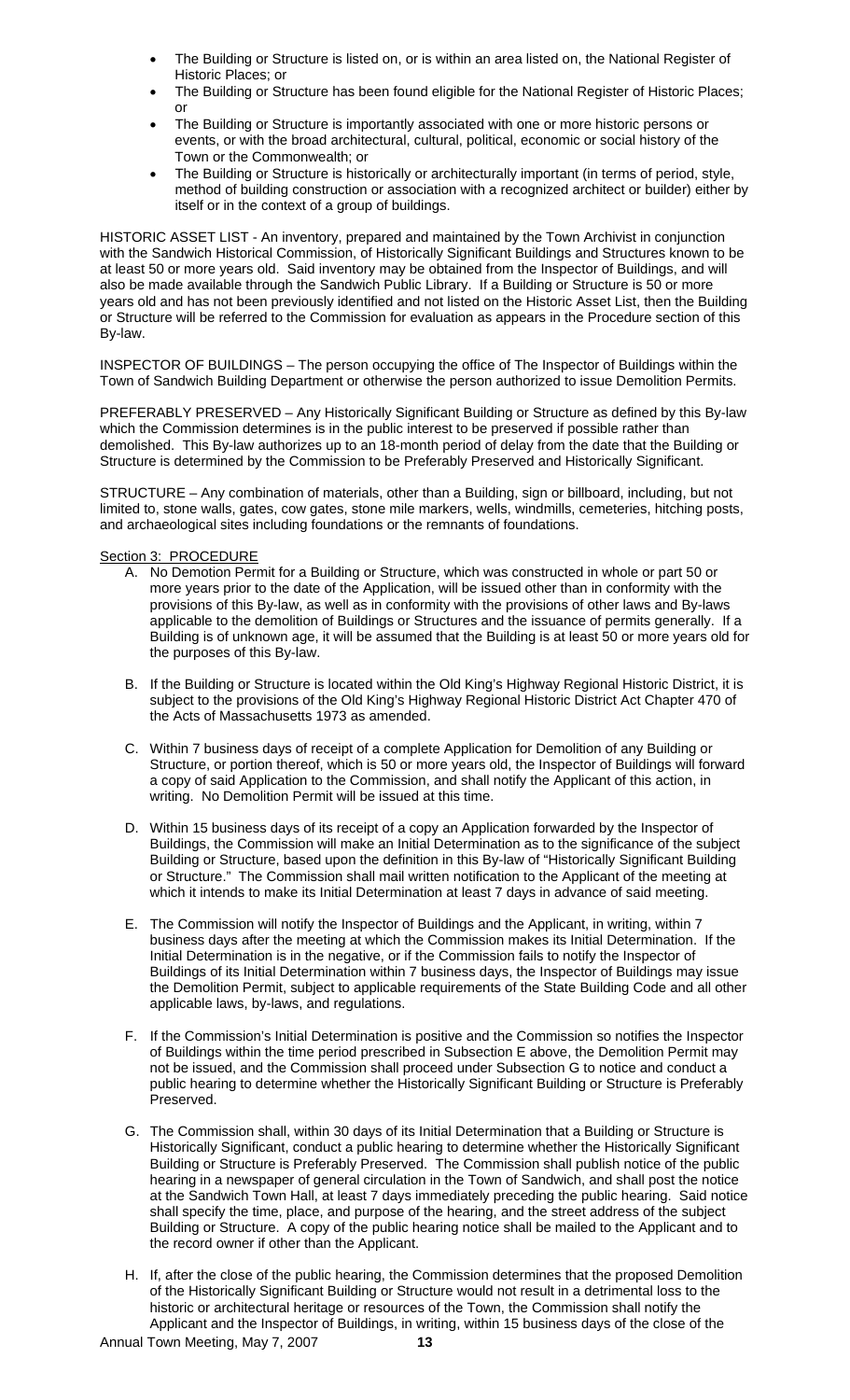- The Building or Structure is listed on, or is within an area listed on, the National Register of Historic Places; or
- The Building or Structure has been found eligible for the National Register of Historic Places; or
- The Building or Structure is importantly associated with one or more historic persons or events, or with the broad architectural, cultural, political, economic or social history of the Town or the Commonwealth; or
- The Building or Structure is historically or architecturally important (in terms of period, style, method of building construction or association with a recognized architect or builder) either by itself or in the context of a group of buildings.

HISTORIC ASSET LIST - An inventory, prepared and maintained by the Town Archivist in conjunction with the Sandwich Historical Commission, of Historically Significant Buildings and Structures known to be at least 50 or more years old. Said inventory may be obtained from the Inspector of Buildings, and will also be made available through the Sandwich Public Library. If a Building or Structure is 50 or more years old and has not been previously identified and not listed on the Historic Asset List, then the Building or Structure will be referred to the Commission for evaluation as appears in the Procedure section of this By-law.

INSPECTOR OF BUILDINGS – The person occupying the office of The Inspector of Buildings within the Town of Sandwich Building Department or otherwise the person authorized to issue Demolition Permits.

PREFERABLY PRESERVED – Any Historically Significant Building or Structure as defined by this By-law which the Commission determines is in the public interest to be preserved if possible rather than demolished. This By-law authorizes up to an 18-month period of delay from the date that the Building or Structure is determined by the Commission to be Preferably Preserved and Historically Significant.

STRUCTURE – Any combination of materials, other than a Building, sign or billboard, including, but not limited to, stone walls, gates, cow gates, stone mile markers, wells, windmills, cemeteries, hitching posts, and archaeological sites including foundations or the remnants of foundations.

Section 3: PROCEDURE

A. No Demotion Permit for a Building or Structure, which was constructed in whole or part 50 or more years prior to the date of the Application, will be issued other than in conformity with the provisions of this By-law, as well as in conformity with the provisions of other laws and By-laws applicable to the demolition of Buildings or Structures and the issuance of permits generally. If a Building is of unknown age, it will be assumed that the Building is at least 50 or more years old for the purposes of this By-law.

B. If the Building or Structure is located within the Old King's Highway Regional Historic District, it is subject to the provisions of the Old King's Highway Regional Historic District Act Chapter 470 of the Acts of Massachusetts 1973 as amended.

C. Within 7 business days of receipt of a complete Application for Demolition of any Building or Structure, or portion thereof, which is 50 or more years old, the Inspector of Buildings will forward a copy of said Application to the Commission, and shall notify the Applicant of this action, in writing. No Demolition Permit will be issued at this time.

D. Within 15 business days of its receipt of a copy an Application forwarded by the Inspector of Buildings, the Commission will make an Initial Determination as to the significance of the subject Building or Structure, based upon the definition in this By-law of "Historically Significant Building or Structure." The Commission shall mail written notification to the Applicant of the meeting at which it intends to make its Initial Determination at least 7 days in advance of said meeting.

E. The Commission will notify the Inspector of Buildings and the Applicant, in writing, within 7 business days after the meeting at which the Commission makes its Initial Determination. If the Initial Determination is in the negative, or if the Commission fails to notify the Inspector of Buildings of its Initial Determination within 7 business days, the Inspector of Buildings may issue the Demolition Permit, subject to applicable requirements of the State Building Code and all other applicable laws, by-laws, and regulations.

F. If the Commission's Initial Determination is positive and the Commission so notifies the Inspector of Buildings within the time period prescribed in Subsection E above, the Demolition Permit may not be issued, and the Commission shall proceed under Subsection G to notice and conduct a public hearing to determine whether the Historically Significant Building or Structure is Preferably Preserved.

G. The Commission shall, within 30 days of its Initial Determination that a Building or Structure is Historically Significant, conduct a public hearing to determine whether the Historically Significant Building or Structure is Preferably Preserved. The Commission shall publish notice of the public hearing in a newspaper of general circulation in the Town of Sandwich, and shall post the notice at the Sandwich Town Hall, at least 7 days immediately preceding the public hearing. Said notice shall specify the time, place, and purpose of the hearing, and the street address of the subject Building or Structure. A copy of the public hearing notice shall be mailed to the Applicant and to the record owner if other than the Applicant.

H. If, after the close of the public hearing, the Commission determines that the proposed Demolition of the Historically Significant Building or Structure would not result in a detrimental loss to the historic or architectural heritage or resources of the Town, the Commission shall notify the Applicant and the Inspector of Buildings, in writing, within 15 business days of the close of the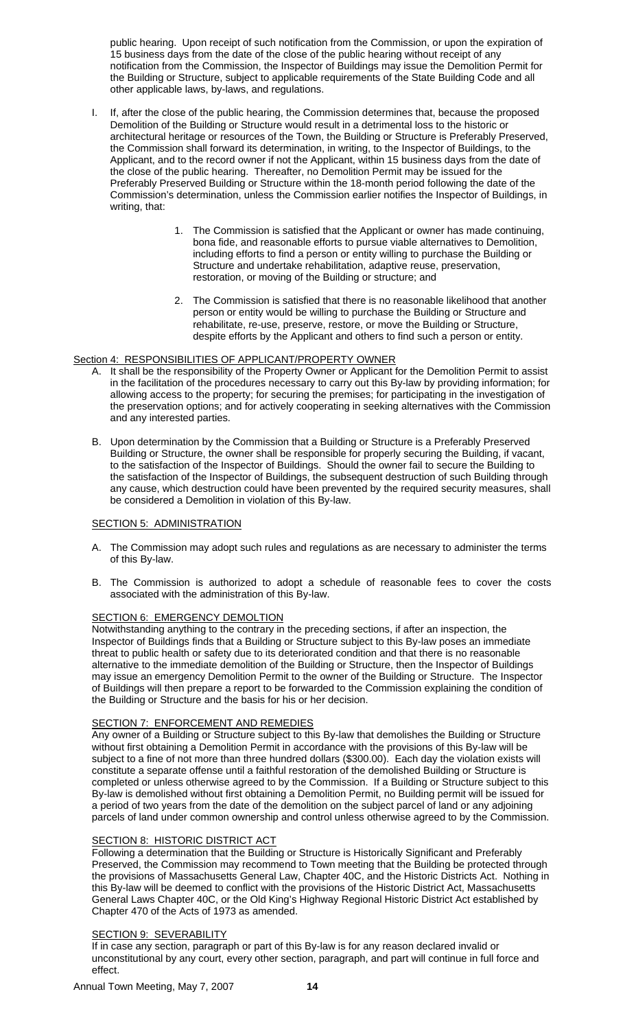public hearing. Upon receipt of such notification from the Commission, or upon the expiration of 15 business days from the date of the close of the public hearing without receipt of any notification from the Commission, the Inspector of Buildings may issue the Demolition Permit for the Building or Structure, subject to applicable requirements of the State Building Code and all other applicable laws, by-laws, and regulations.

I. If, after the close of the public hearing, the Commission determines that, because the proposed Demolition of the Building or Structure would result in a detrimental loss to the historic or architectural heritage or resources of the Town, the Building or Structure is Preferably Preserved, the Commission shall forward its determination, in writing, to the Inspector of Buildings, to the Applicant, and to the record owner if not the Applicant, within 15 business days from the date of the close of the public hearing. Thereafter, no Demolition Permit may be issued for the Preferably Preserved Building or Structure within the 18-month period following the date of the Commission's determination, unless the Commission earlier notifies the Inspector of Buildings, in writing, that:

   1. The Commission is satisfied that the Applicant or owner has made continuing, bona fide, and reasonable efforts to pursue viable alternatives to Demolition, including efforts to find a person or entity willing to purchase the Building or Structure and undertake rehabilitation, adaptive reuse, preservation, restoration, or moving of the Building or structure; and

   2. The Commission is satisfied that there is no reasonable likelihood that another person or entity would be willing to purchase the Building or Structure and rehabilitate, re-use, preserve, restore, or move the Building or Structure, despite efforts by the Applicant and others to find such a person or entity.

## Section 4: RESPONSIBILITIES OF APPLICANT/PROPERTY OWNER

A. It shall be the responsibility of the Property Owner or Applicant for the Demolition Permit to assist in the facilitation of the procedures necessary to carry out this By-law by providing information; for allowing access to the property; for securing the premises; for participating in the investigation of the preservation options; and for actively cooperating in seeking alternatives with the Commission and any interested parties.

B. Upon determination by the Commission that a Building or Structure is a Preferably Preserved Building or Structure, the owner shall be responsible for properly securing the Building, if vacant, to the satisfaction of the Inspector of Buildings. Should the owner fail to secure the Building to the satisfaction of the Inspector of Buildings, the subsequent destruction of such Building through any cause, which destruction could have been prevented by the required security measures, shall be considered a Demolition in violation of this By-law.

## SECTION 5: ADMINISTRATION

A. The Commission may adopt such rules and regulations as are necessary to administer the terms of this By-law.

B. The Commission is authorized to adopt a schedule of reasonable fees to cover the costs associated with the administration of this By-law.

## SECTION 6: EMERGENCY DEMOLTION

Notwithstanding anything to the contrary in the preceding sections, if after an inspection, the Inspector of Buildings finds that a Building or Structure subject to this By-law poses an immediate threat to public health or safety due to its deteriorated condition and that there is no reasonable alternative to the immediate demolition of the Building or Structure, then the Inspector of Buildings may issue an emergency Demolition Permit to the owner of the Building or Structure. The Inspector of Buildings will then prepare a report to be forwarded to the Commission explaining the condition of the Building or Structure and the basis for his or her decision.

## SECTION 7: ENFORCEMENT AND REMEDIES

Any owner of a Building or Structure subject to this By-law that demolishes the Building or Structure without first obtaining a Demolition Permit in accordance with the provisions of this By-law will be subject to a fine of not more than three hundred dollars ($300.00). Each day the violation exists will constitute a separate offense until a faithful restoration of the demolished Building or Structure is completed or unless otherwise agreed to by the Commission. If a Building or Structure subject to this By-law is demolished without first obtaining a Demolition Permit, no Building permit will be issued for a period of two years from the date of the demolition on the subject parcel of land or any adjoining parcels of land under common ownership and control unless otherwise agreed to by the Commission.

## SECTION 8: HISTORIC DISTRICT ACT

Following a determination that the Building or Structure is Historically Significant and Preferably Preserved, the Commission may recommend to Town meeting that the Building be protected through the provisions of Massachusetts General Law, Chapter 40C, and the Historic Districts Act. Nothing in this By-law will be deemed to conflict with the provisions of the Historic District Act, Massachusetts General Laws Chapter 40C, or the Old King's Highway Regional Historic District Act established by Chapter 470 of the Acts of 1973 as amended.

## SECTION 9: SEVERABILITY

If in case any section, paragraph or part of this By-law is for any reason declared invalid or unconstitutional by any court, every other section, paragraph, and part will continue in full force and effect.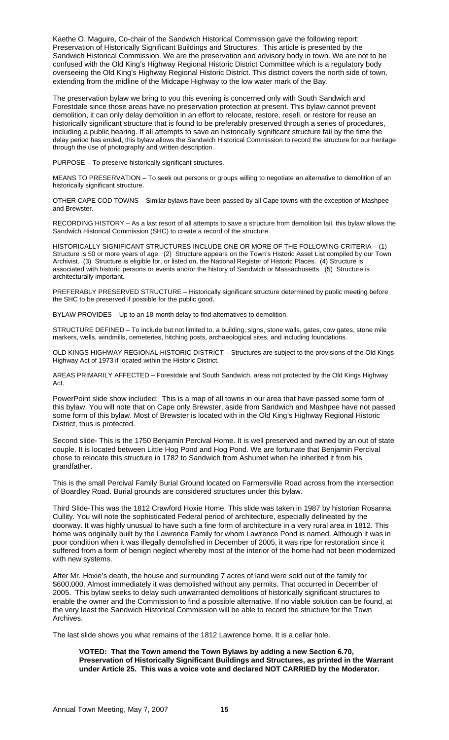Kaethe O. Maguire, Co-chair of the Sandwich Historical Commission gave the following report: Preservation of Historically Significant Buildings and Structures. This article is presented by the Sandwich Historical Commission. We are the preservation and advisory body in town. We are not to be confused with the Old King's Highway Regional Historic District Committee which is a regulatory body overseeing the Old King's Highway Regional Historic District. This district covers the north side of town, extending from the midline of the Midcape Highway to the low water mark of the Bay.

The preservation bylaw we bring to you this evening is concerned only with South Sandwich and Forestdale since those areas have no preservation protection at present. This bylaw cannot prevent demolition, it can only delay demolition in an effort to relocate, restore, resell, or restore for reuse an historically significant structure that is found to be preferably preserved through a series of procedures, including a public hearing. If all attempts to save an historically significant structure fail by the time the delay period has ended, this bylaw allows the Sandwich Historical Commission to record the structure for our heritage through the use of photography and written description.

PURPOSE – To preserve historically significant structures.

MEANS TO PRESERVATION – To seek out persons or groups willing to negotiate an alternative to demolition of an historically significant structure.

OTHER CAPE COD TOWNS – Similar bylaws have been passed by all Cape towns with the exception of Mashpee and Brewster.

RECORDING HISTORY – As a last resort of all attempts to save a structure from demolition fail, this bylaw allows the Sandwich Historical Commission (SHC) to create a record of the structure.

HISTORICALLY SIGNIFICANT STRUCTURES INCLUDE ONE OR MORE OF THE FOLLOWING CRITERIA – (1) Structure is 50 or more years of age. (2) Structure appears on the Town's Historic Asset List compiled by our Town Archivist. (3) Structure is eligible for, or listed on, the National Register of Historic Places. (4) Structure is associated with historic persons or events and/or the history of Sandwich or Massachusetts. (5) Structure is architecturally important.

PREFERABLY PRESERVED STRUCTURE – Historically significant structure determined by public meeting before the SHC to be preserved if possible for the public good.

BYLAW PROVIDES – Up to an 18-month delay to find alternatives to demolition.

STRUCTURE DEFINED – To include but not limited to, a building, signs, stone walls, gates, cow gates, stone mile markers, wells, windmills, cemeteries, hitching posts, archaeological sites, and including foundations.

OLD KINGS HIGHWAY REGIONAL HISTORIC DISTRICT – Structures are subject to the provisions of the Old Kings Highway Act of 1973 if located within the Historic District.

AREAS PRIMARILY AFFECTED – Forestdale and South Sandwich, areas not protected by the Old Kings Highway Act.

PowerPoint slide show included: This is a map of all towns in our area that have passed some form of this bylaw. You will note that on Cape only Brewster, aside from Sandwich and Mashpee have not passed some form of this bylaw. Most of Brewster is located with in the Old King's Highway Regional Historic District, thus is protected.

Second slide- This is the 1750 Benjamin Percival Home. It is well preserved and owned by an out of state couple. It is located between Little Hog Pond and Hog Pond. We are fortunate that Benjamin Percival chose to relocate this structure in 1782 to Sandwich from Ashumet when he inherited it from his grandfather.

This is the small Percival Family Burial Ground located on Farmersville Road across from the intersection of Boardley Road. Burial grounds are considered structures under this bylaw.

Third Slide-This was the 1812 Crawford Hoxie Home. This slide was taken in 1987 by historian Rosanna Cullity. You will note the sophisticated Federal period of architecture, especially delineated by the doorway. It was highly unusual to have such a fine form of architecture in a very rural area in 1812. This home was originally built by the Lawrence Family for whom Lawrence Pond is named. Although it was in poor condition when it was illegally demolished in December of 2005, it was ripe for restoration since it suffered from a form of benign neglect whereby most of the interior of the home had not been modernized with new systems.

After Mr. Hoxie's death, the house and surrounding 7 acres of land were sold out of the family for $600,000. Almost immediately it was demolished without any permits. That occurred in December of 2005. This bylaw seeks to delay such unwarranted demolitions of historically significant structures to enable the owner and the Commission to find a possible alternative. If no viable solution can be found, at the very least the Sandwich Historical Commission will be able to record the structure for the Town Archives.

The last slide shows you what remains of the 1812 Lawrence home. It is a cellar hole.

> **VOTED: That the Town amend the Town Bylaws by adding a new Section 6.70, Preservation of Historically Significant Buildings and Structures, as printed in the Warrant under Article 25. This was a voice vote and declared NOT CARRIED by the Moderator.**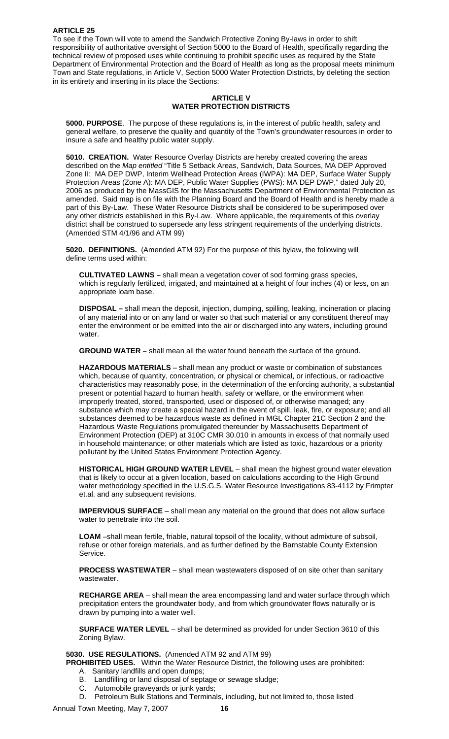## ARTICLE 25

To see if the Town will vote to amend the Sandwich Protective Zoning By-laws in order to shift responsibility of authoritative oversight of Section 5000 to the Board of Health, specifically regarding the technical review of proposed uses while continuing to prohibit specific uses as required by the State Department of Environmental Protection and the Board of Health as long as the proposal meets minimum Town and State regulations, in Article V, Section 5000 Water Protection Districts, by deleting the section in its entirety and inserting in its place the Sections:

### ARTICLE V
### WATER PROTECTION DISTRICTS

**5000. PURPOSE**. The purpose of these regulations is, in the interest of public health, safety and general welfare, to preserve the quality and quantity of the Town's groundwater resources in order to insure a safe and healthy public water supply.

**5010. CREATION.** Water Resource Overlay Districts are hereby created covering the areas described on the *Map entitled* "Title 5 Setback Areas, Sandwich, Data Sources, MA DEP Approved Zone II: MA DEP DWP, Interim Wellhead Protection Areas (IWPA): MA DEP, Surface Water Supply Protection Areas (Zone A): MA DEP, Public Water Supplies (PWS): MA DEP DWP," dated July 20, 2006 as produced by the MassGIS for the Massachusetts Department of Environmental Protection as amended. Said map is on file with the Planning Board and the Board of Health and is hereby made a part of this By-Law. These Water Resource Districts shall be considered to be superimposed over any other districts established in this By-Law. Where applicable, the requirements of this overlay district shall be construed to supersede any less stringent requirements of the underlying districts. (Amended STM 4/1/96 and ATM 99)

**5020. DEFINITIONS.** (Amended ATM 92) For the purpose of this bylaw, the following will define terms used within:

**CULTIVATED LAWNS –** shall mean a vegetation cover of sod forming grass species, which is regularly fertilized, irrigated, and maintained at a height of four inches (4) or less, on an appropriate loam base.

**DISPOSAL –** shall mean the deposit, injection, dumping, spilling, leaking, incineration or placing of any material into or on any land or water so that such material or any constituent thereof may enter the environment or be emitted into the air or discharged into any waters, including ground water.

**GROUND WATER –** shall mean all the water found beneath the surface of the ground.

**HAZARDOUS MATERIALS** – shall mean any product or waste or combination of substances which, because of quantity, concentration, or physical or chemical, or infectious, or radioactive characteristics may reasonably pose, in the determination of the enforcing authority, a substantial present or potential hazard to human health, safety or welfare, or the environment when improperly treated, stored, transported, used or disposed of, or otherwise managed; any substance which may create a special hazard in the event of spill, leak, fire, or exposure; and all substances deemed to be hazardous waste as defined in MGL Chapter 21C Section 2 and the Hazardous Waste Regulations promulgated thereunder by Massachusetts Department of Environment Protection (DEP) at 310C CMR 30.010 in amounts in excess of that normally used in household maintenance; or other materials which are listed as toxic, hazardous or a priority pollutant by the United States Environment Protection Agency.

**HISTORICAL HIGH GROUND WATER LEVEL** – shall mean the highest ground water elevation that is likely to occur at a given location, based on calculations according to the High Ground water methodology specified in the U.S.G.S. Water Resource Investigations 83-4112 by Frimpter et.al. and any subsequent revisions.

**IMPERVIOUS SURFACE** – shall mean any material on the ground that does not allow surface water to penetrate into the soil.

**LOAM** –shall mean fertile, friable, natural topsoil of the locality, without admixture of subsoil, refuse or other foreign materials, and as further defined by the Barnstable County Extension Service.

**PROCESS WASTEWATER** – shall mean wastewaters disposed of on site other than sanitary wastewater.

**RECHARGE AREA** – shall mean the area encompassing land and water surface through which precipitation enters the groundwater body, and from which groundwater flows naturally or is drawn by pumping into a water well.

**SURFACE WATER LEVEL** – shall be determined as provided for under Section 3610 of this Zoning Bylaw.

**5030. USE REGULATIONS.** (Amended ATM 92 and ATM 99)

**PROHIBITED USES.** Within the Water Resource District, the following uses are prohibited:

A. Sanitary landfills and open dumps;
B. Landfilling or land disposal of septage or sewage sludge;
C. Automobile graveyards or junk yards;
D. Petroleum Bulk Stations and Terminals, including, but not limited to, those listed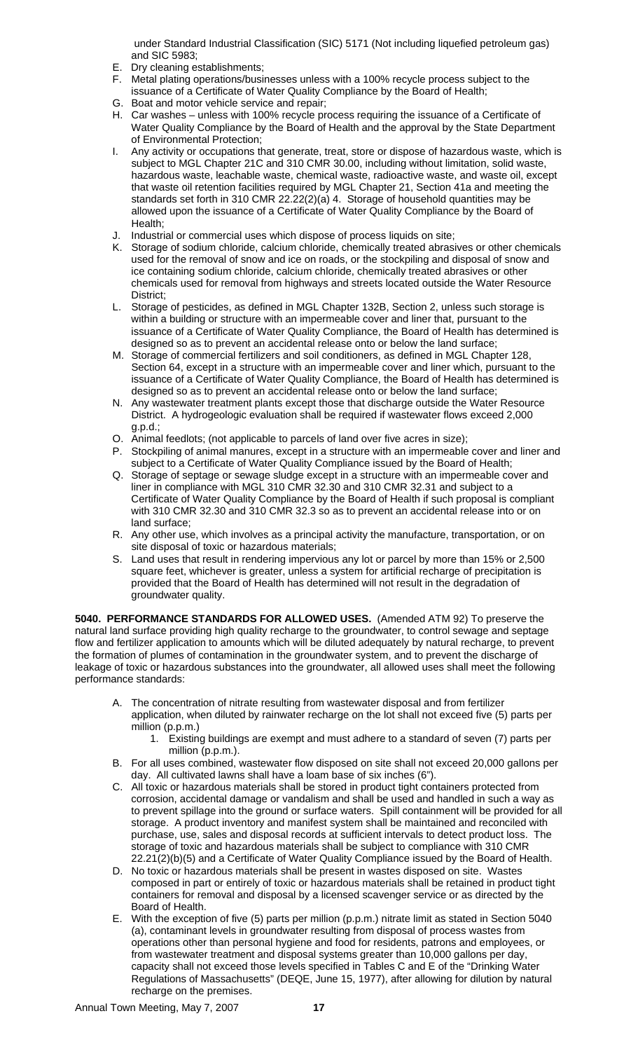under Standard Industrial Classification (SIC) 5171 (Not including liquefied petroleum gas) and SIC 5983;

E. Dry cleaning establishments;
F. Metal plating operations/businesses unless with a 100% recycle process subject to the issuance of a Certificate of Water Quality Compliance by the Board of Health;
G. Boat and motor vehicle service and repair;
H. Car washes – unless with 100% recycle process requiring the issuance of a Certificate of Water Quality Compliance by the Board of Health and the approval by the State Department of Environmental Protection;
I. Any activity or occupations that generate, treat, store or dispose of hazardous waste, which is subject to MGL Chapter 21C and 310 CMR 30.00, including without limitation, solid waste, hazardous waste, leachable waste, chemical waste, radioactive waste, and waste oil, except that waste oil retention facilities required by MGL Chapter 21, Section 41a and meeting the standards set forth in 310 CMR 22.22(2)(a) 4. Storage of household quantities may be allowed upon the issuance of a Certificate of Water Quality Compliance by the Board of Health;
J. Industrial or commercial uses which dispose of process liquids on site;
K. Storage of sodium chloride, calcium chloride, chemically treated abrasives or other chemicals used for the removal of snow and ice on roads, or the stockpiling and disposal of snow and ice containing sodium chloride, calcium chloride, chemically treated abrasives or other chemicals used for removal from highways and streets located outside the Water Resource District;
L. Storage of pesticides, as defined in MGL Chapter 132B, Section 2, unless such storage is within a building or structure with an impermeable cover and liner that, pursuant to the issuance of a Certificate of Water Quality Compliance, the Board of Health has determined is designed so as to prevent an accidental release onto or below the land surface;
M. Storage of commercial fertilizers and soil conditioners, as defined in MGL Chapter 128, Section 64, except in a structure with an impermeable cover and liner which, pursuant to the issuance of a Certificate of Water Quality Compliance, the Board of Health has determined is designed so as to prevent an accidental release onto or below the land surface;
N. Any wastewater treatment plants except those that discharge outside the Water Resource District. A hydrogeologic evaluation shall be required if wastewater flows exceed 2,000 g.p.d.;
O. Animal feedlots; (not applicable to parcels of land over five acres in size);
P. Stockpiling of animal manures, except in a structure with an impermeable cover and liner and subject to a Certificate of Water Quality Compliance issued by the Board of Health;
Q. Storage of septage or sewage sludge except in a structure with an impermeable cover and liner in compliance with MGL 310 CMR 32.30 and 310 CMR 32.31 and subject to a Certificate of Water Quality Compliance by the Board of Health if such proposal is compliant with 310 CMR 32.30 and 310 CMR 32.3 so as to prevent an accidental release into or on land surface;
R. Any other use, which involves as a principal activity the manufacture, transportation, or on site disposal of toxic or hazardous materials;
S. Land uses that result in rendering impervious any lot or parcel by more than 15% or 2,500 square feet, whichever is greater, unless a system for artificial recharge of precipitation is provided that the Board of Health has determined will not result in the degradation of groundwater quality.

**5040. PERFORMANCE STANDARDS FOR ALLOWED USES.** (Amended ATM 92) To preserve the natural land surface providing high quality recharge to the groundwater, to control sewage and septage flow and fertilizer application to amounts which will be diluted adequately by natural recharge, to prevent the formation of plumes of contamination in the groundwater system, and to prevent the discharge of leakage of toxic or hazardous substances into the groundwater, all allowed uses shall meet the following performance standards:

A. The concentration of nitrate resulting from wastewater disposal and from fertilizer application, when diluted by rainwater recharge on the lot shall not exceed five (5) parts per million (p.p.m.)
   1. Existing buildings are exempt and must adhere to a standard of seven (7) parts per million (p.p.m.).
B. For all uses combined, wastewater flow disposed on site shall not exceed 20,000 gallons per day. All cultivated lawns shall have a loam base of six inches (6").
C. All toxic or hazardous materials shall be stored in product tight containers protected from corrosion, accidental damage or vandalism and shall be used and handled in such a way as to prevent spillage into the ground or surface waters. Spill containment will be provided for all storage. A product inventory and manifest system shall be maintained and reconciled with purchase, use, sales and disposal records at sufficient intervals to detect product loss. The storage of toxic and hazardous materials shall be subject to compliance with 310 CMR 22.21(2)(b)(5) and a Certificate of Water Quality Compliance issued by the Board of Health.
D. No toxic or hazardous materials shall be present in wastes disposed on site. Wastes composed in part or entirely of toxic or hazardous materials shall be retained in product tight containers for removal and disposal by a licensed scavenger service or as directed by the Board of Health.
E. With the exception of five (5) parts per million (p.p.m.) nitrate limit as stated in Section 5040 (a), contaminant levels in groundwater resulting from disposal of process wastes from operations other than personal hygiene and food for residents, patrons and employees, or from wastewater treatment and disposal systems greater than 10,000 gallons per day, capacity shall not exceed those levels specified in Tables C and E of the "Drinking Water Regulations of Massachusetts" (DEQE, June 15, 1977), after allowing for dilution by natural recharge on the premises.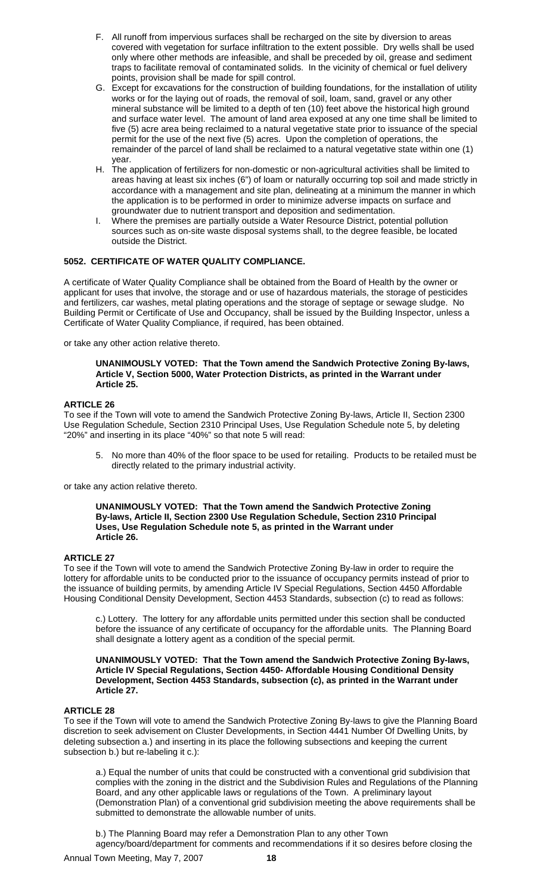F. All runoff from impervious surfaces shall be recharged on the site by diversion to areas covered with vegetation for surface infiltration to the extent possible. Dry wells shall be used only where other methods are infeasible, and shall be preceded by oil, grease and sediment traps to facilitate removal of contaminated solids. In the vicinity of chemical or fuel delivery points, provision shall be made for spill control.

G. Except for excavations for the construction of building foundations, for the installation of utility works or for the laying out of roads, the removal of soil, loam, sand, gravel or any other mineral substance will be limited to a depth of ten (10) feet above the historical high ground and surface water level. The amount of land area exposed at any one time shall be limited to five (5) acre area being reclaimed to a natural vegetative state prior to issuance of the special permit for the use of the next five (5) acres. Upon the completion of operations, the remainder of the parcel of land shall be reclaimed to a natural vegetative state within one (1) year.

H. The application of fertilizers for non-domestic or non-agricultural activities shall be limited to areas having at least six inches (6") of loam or naturally occurring top soil and made strictly in accordance with a management and site plan, delineating at a minimum the manner in which the application is to be performed in order to minimize adverse impacts on surface and groundwater due to nutrient transport and deposition and sedimentation.

I. Where the premises are partially outside a Water Resource District, potential pollution sources such as on-site waste disposal systems shall, to the degree feasible, be located outside the District.

**5052. CERTIFICATE OF WATER QUALITY COMPLIANCE.**

A certificate of Water Quality Compliance shall be obtained from the Board of Health by the owner or applicant for uses that involve, the storage and or use of hazardous materials, the storage of pesticides and fertilizers, car washes, metal plating operations and the storage of septage or sewage sludge. No Building Permit or Certificate of Use and Occupancy, shall be issued by the Building Inspector, unless a Certificate of Water Quality Compliance, if required, has been obtained.

or take any other action relative thereto.

**UNANIMOUSLY VOTED: That the Town amend the Sandwich Protective Zoning By-laws, Article V, Section 5000, Water Protection Districts, as printed in the Warrant under Article 25.**

**ARTICLE 26**

To see if the Town will vote to amend the Sandwich Protective Zoning By-laws, Article II, Section 2300 Use Regulation Schedule, Section 2310 Principal Uses, Use Regulation Schedule note 5, by deleting "20%" and inserting in its place "40%" so that note 5 will read:

5. No more than 40% of the floor space to be used for retailing. Products to be retailed must be directly related to the primary industrial activity.

or take any action relative thereto.

**UNANIMOUSLY VOTED: That the Town amend the Sandwich Protective Zoning By-laws, Article II, Section 2300 Use Regulation Schedule, Section 2310 Principal Uses, Use Regulation Schedule note 5, as printed in the Warrant under Article 26.**

**ARTICLE 27**

To see if the Town will vote to amend the Sandwich Protective Zoning By-law in order to require the lottery for affordable units to be conducted prior to the issuance of occupancy permits instead of prior to the issuance of building permits, by amending Article IV Special Regulations, Section 4450 Affordable Housing Conditional Density Development, Section 4453 Standards, subsection (c) to read as follows:

c.) Lottery. The lottery for any affordable units permitted under this section shall be conducted before the issuance of any certificate of occupancy for the affordable units. The Planning Board shall designate a lottery agent as a condition of the special permit.

**UNANIMOUSLY VOTED: That the Town amend the Sandwich Protective Zoning By-laws, Article IV Special Regulations, Section 4450- Affordable Housing Conditional Density Development, Section 4453 Standards, subsection (c), as printed in the Warrant under Article 27.**

**ARTICLE 28**

To see if the Town will vote to amend the Sandwich Protective Zoning By-laws to give the Planning Board discretion to seek advisement on Cluster Developments, in Section 4441 Number Of Dwelling Units, by deleting subsection a.) and inserting in its place the following subsections and keeping the current subsection b.) but re-labeling it c.):

a.) Equal the number of units that could be constructed with a conventional grid subdivision that complies with the zoning in the district and the Subdivision Rules and Regulations of the Planning Board, and any other applicable laws or regulations of the Town. A preliminary layout (Demonstration Plan) of a conventional grid subdivision meeting the above requirements shall be submitted to demonstrate the allowable number of units.

b.) The Planning Board may refer a Demonstration Plan to any other Town agency/board/department for comments and recommendations if it so desires before closing the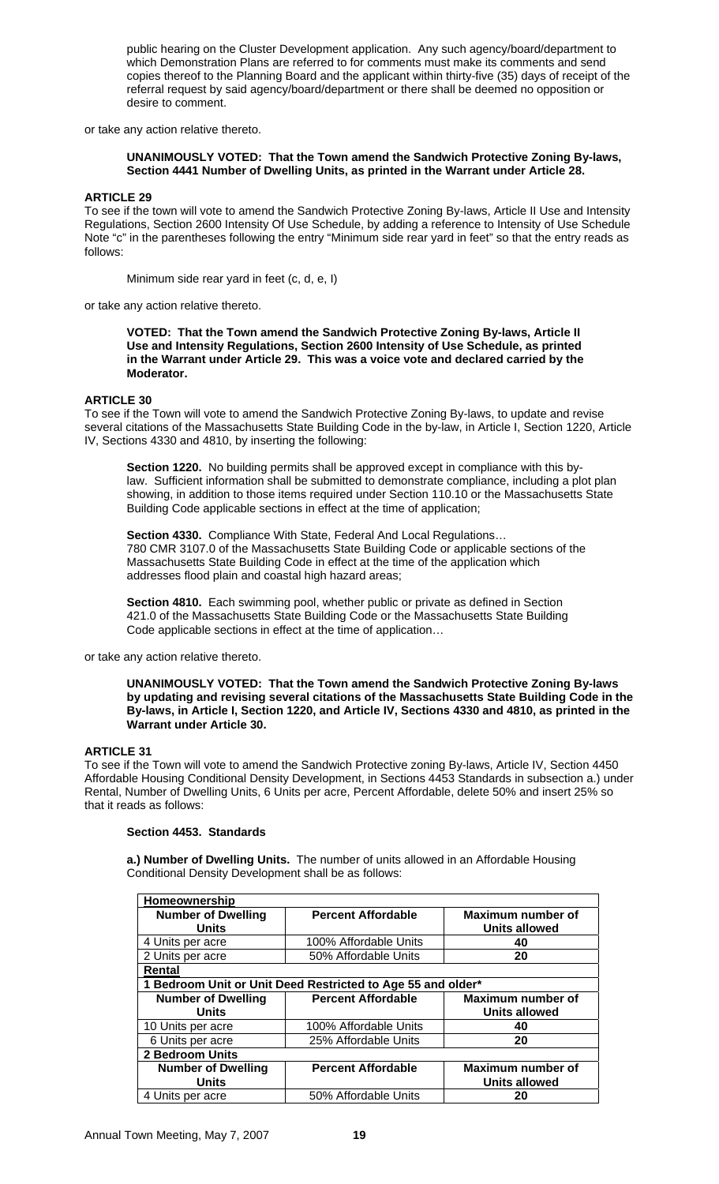public hearing on the Cluster Development application. Any such agency/board/department to which Demonstration Plans are referred to for comments must make its comments and send copies thereof to the Planning Board and the applicant within thirty-five (35) days of receipt of the referral request by said agency/board/department or there shall be deemed no opposition or desire to comment.

or take any action relative thereto.

**UNANIMOUSLY VOTED: That the Town amend the Sandwich Protective Zoning By-laws, Section 4441 Number of Dwelling Units, as printed in the Warrant under Article 28.**

### ARTICLE 29

To see if the town will vote to amend the Sandwich Protective Zoning By-laws, Article II Use and Intensity Regulations, Section 2600 Intensity Of Use Schedule, by adding a reference to Intensity of Use Schedule Note "c" in the parentheses following the entry "Minimum side rear yard in feet" so that the entry reads as follows:

Minimum side rear yard in feet (c, d, e, l)

or take any action relative thereto.

**VOTED: That the Town amend the Sandwich Protective Zoning By-laws, Article II Use and Intensity Regulations, Section 2600 Intensity of Use Schedule, as printed in the Warrant under Article 29. This was a voice vote and declared carried by the Moderator.**

### ARTICLE 30

To see if the Town will vote to amend the Sandwich Protective Zoning By-laws, to update and revise several citations of the Massachusetts State Building Code in the by-law, in Article I, Section 1220, Article IV, Sections 4330 and 4810, by inserting the following:

**Section 1220.** No building permits shall be approved except in compliance with this by-law. Sufficient information shall be submitted to demonstrate compliance, including a plot plan showing, in addition to those items required under Section 110.10 or the Massachusetts State Building Code applicable sections in effect at the time of application;

**Section 4330.** Compliance With State, Federal And Local Regulations… 780 CMR 3107.0 of the Massachusetts State Building Code or applicable sections of the Massachusetts State Building Code in effect at the time of the application which addresses flood plain and coastal high hazard areas;

**Section 4810.** Each swimming pool, whether public or private as defined in Section 421.0 of the Massachusetts State Building Code or the Massachusetts State Building Code applicable sections in effect at the time of application…

or take any action relative thereto.

**UNANIMOUSLY VOTED: That the Town amend the Sandwich Protective Zoning By-laws by updating and revising several citations of the Massachusetts State Building Code in the By-laws, in Article I, Section 1220, and Article IV, Sections 4330 and 4810, as printed in the Warrant under Article 30.**

### ARTICLE 31

To see if the Town will vote to amend the Sandwich Protective zoning By-laws, Article IV, Section 4450 Affordable Housing Conditional Density Development, in Sections 4453 Standards in subsection a.) under Rental, Number of Dwelling Units, 6 Units per acre, Percent Affordable, delete 50% and insert 25% so that it reads as follows:

**Section 4453. Standards**

**a.) Number of Dwelling Units.** The number of units allowed in an Affordable Housing Conditional Density Development shall be as follows:

| **Homeownership** | | |
|---|---|---|
| **Number of Dwelling Units** | **Percent Affordable** | **Maximum number of Units allowed** |
| 4 Units per acre | 100% Affordable Units | **40** |
| 2 Units per acre | 50% Affordable Units | **20** |
| **Rental** | | |
| **1 Bedroom Unit or Unit Deed Restricted to Age 55 and older*** | | |
| **Number of Dwelling Units** | **Percent Affordable** | **Maximum number of Units allowed** |
| 10 Units per acre | 100% Affordable Units | **40** |
| 6 Units per acre | 25% Affordable Units | **20** |
| **2 Bedroom Units** | | |
| **Number of Dwelling Units** | **Percent Affordable** | **Maximum number of Units allowed** |
| 4 Units per acre | 50% Affordable Units | **20** |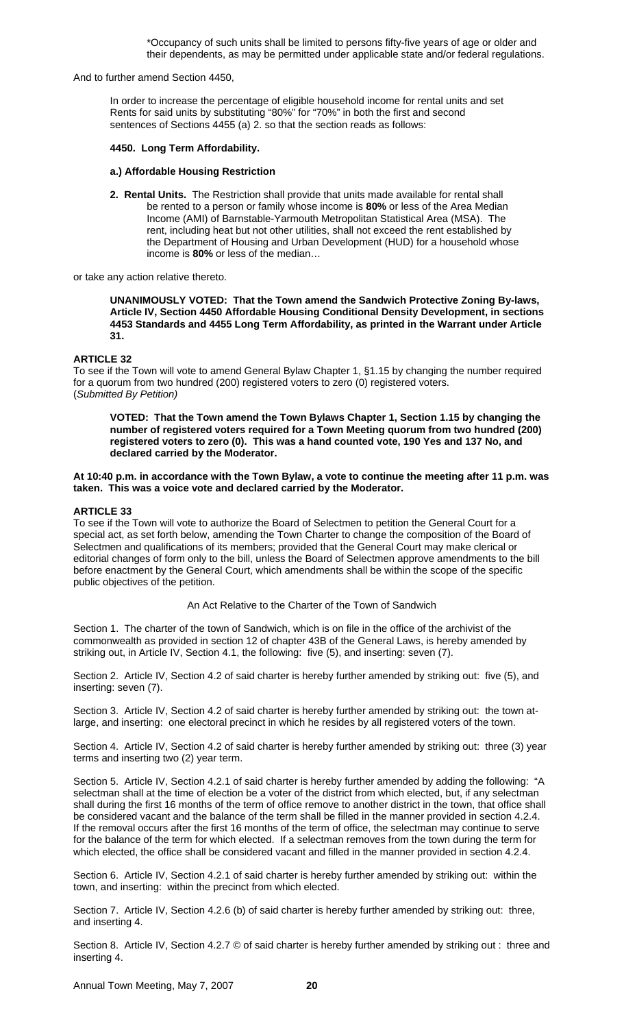*Occupancy of such units shall be limited to persons fifty-five years of age or older and their dependents, as may be permitted under applicable state and/or federal regulations.

And to further amend Section 4450,

In order to increase the percentage of eligible household income for rental units and set Rents for said units by substituting "80%" for "70%" in both the first and second sentences of Sections 4455 (a) 2. so that the section reads as follows:

**4450. Long Term Affordability.**

**a.) Affordable Housing Restriction**

**2. Rental Units.** The Restriction shall provide that units made available for rental shall be rented to a person or family whose income is **80%** or less of the Area Median Income (AMI) of Barnstable-Yarmouth Metropolitan Statistical Area (MSA). The rent, including heat but not other utilities, shall not exceed the rent established by the Department of Housing and Urban Development (HUD) for a household whose income is **80%** or less of the median…

or take any action relative thereto.

**UNANIMOUSLY VOTED: That the Town amend the Sandwich Protective Zoning By-laws, Article IV, Section 4450 Affordable Housing Conditional Density Development, in sections 4453 Standards and 4455 Long Term Affordability, as printed in the Warrant under Article 31.**

**ARTICLE 32**

To see if the Town will vote to amend General Bylaw Chapter 1, §1.15 by changing the number required for a quorum from two hundred (200) registered voters to zero (0) registered voters.
(*Submitted By Petition)*

**VOTED: That the Town amend the Town Bylaws Chapter 1, Section 1.15 by changing the number of registered voters required for a Town Meeting quorum from two hundred (200) registered voters to zero (0). This was a hand counted vote, 190 Yes and 137 No, and declared carried by the Moderator.**

**At 10:40 p.m. in accordance with the Town Bylaw, a vote to continue the meeting after 11 p.m. was taken. This was a voice vote and declared carried by the Moderator.**

**ARTICLE 33**

To see if the Town will vote to authorize the Board of Selectmen to petition the General Court for a special act, as set forth below, amending the Town Charter to change the composition of the Board of Selectmen and qualifications of its members; provided that the General Court may make clerical or editorial changes of form only to the bill, unless the Board of Selectmen approve amendments to the bill before enactment by the General Court, which amendments shall be within the scope of the specific public objectives of the petition.

An Act Relative to the Charter of the Town of Sandwich

Section 1. The charter of the town of Sandwich, which is on file in the office of the archivist of the commonwealth as provided in section 12 of chapter 43B of the General Laws, is hereby amended by striking out, in Article IV, Section 4.1, the following: five (5), and inserting: seven (7).

Section 2. Article IV, Section 4.2 of said charter is hereby further amended by striking out: five (5), and inserting: seven (7).

Section 3. Article IV, Section 4.2 of said charter is hereby further amended by striking out: the town at-large, and inserting: one electoral precinct in which he resides by all registered voters of the town.

Section 4. Article IV, Section 4.2 of said charter is hereby further amended by striking out: three (3) year terms and inserting two (2) year term.

Section 5. Article IV, Section 4.2.1 of said charter is hereby further amended by adding the following: "A selectman shall at the time of election be a voter of the district from which elected, but, if any selectman shall during the first 16 months of the term of office remove to another district in the town, that office shall be considered vacant and the balance of the term shall be filled in the manner provided in section 4.2.4. If the removal occurs after the first 16 months of the term of office, the selectman may continue to serve for the balance of the term for which elected. If a selectman removes from the town during the term for which elected, the office shall be considered vacant and filled in the manner provided in section 4.2.4.

Section 6. Article IV, Section 4.2.1 of said charter is hereby further amended by striking out: within the town, and inserting: within the precinct from which elected.

Section 7. Article IV, Section 4.2.6 (b) of said charter is hereby further amended by striking out: three, and inserting 4.

Section 8. Article IV, Section 4.2.7 © of said charter is hereby further amended by striking out : three and inserting 4.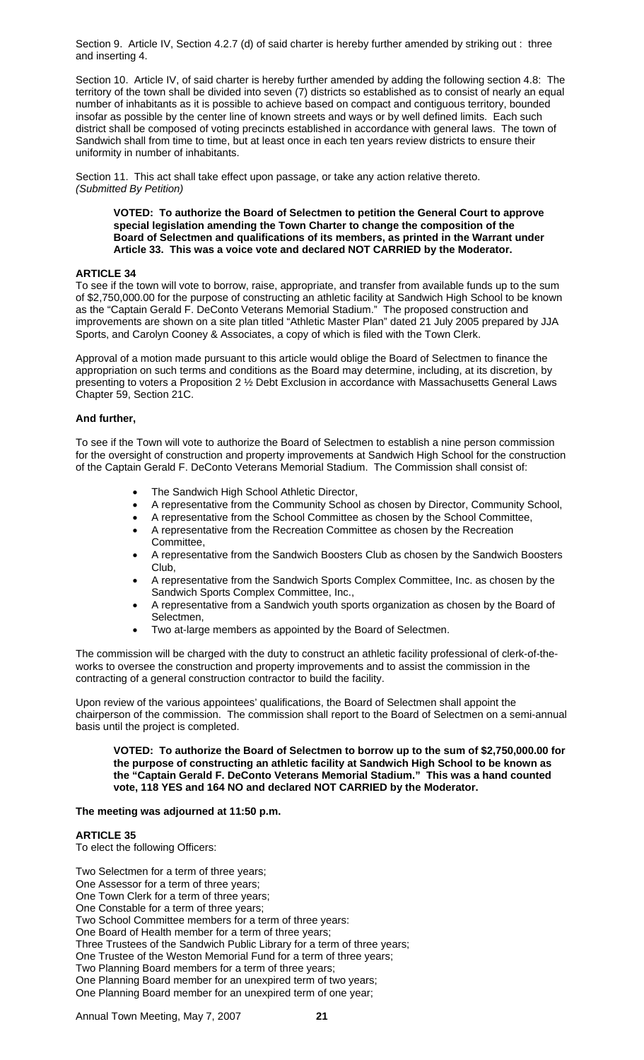Section 9. Article IV, Section 4.2.7 (d) of said charter is hereby further amended by striking out : three and inserting 4.

Section 10. Article IV, of said charter is hereby further amended by adding the following section 4.8: The territory of the town shall be divided into seven (7) districts so established as to consist of nearly an equal number of inhabitants as it is possible to achieve based on compact and contiguous territory, bounded insofar as possible by the center line of known streets and ways or by well defined limits. Each such district shall be composed of voting precincts established in accordance with general laws. The town of Sandwich shall from time to time, but at least once in each ten years review districts to ensure their uniformity in number of inhabitants.

Section 11. This act shall take effect upon passage, or take any action relative thereto.
*(Submitted By Petition)*

> **VOTED: To authorize the Board of Selectmen to petition the General Court to approve special legislation amending the Town Charter to change the composition of the Board of Selectmen and qualifications of its members, as printed in the Warrant under Article 33. This was a voice vote and declared NOT CARRIED by the Moderator.**

### ARTICLE 34

To see if the town will vote to borrow, raise, appropriate, and transfer from available funds up to the sum of $2,750,000.00 for the purpose of constructing an athletic facility at Sandwich High School to be known as the "Captain Gerald F. DeConto Veterans Memorial Stadium." The proposed construction and improvements are shown on a site plan titled "Athletic Master Plan" dated 21 July 2005 prepared by JJA Sports, and Carolyn Cooney & Associates, a copy of which is filed with the Town Clerk.

Approval of a motion made pursuant to this article would oblige the Board of Selectmen to finance the appropriation on such terms and conditions as the Board may determine, including, at its discretion, by presenting to voters a Proposition 2 ½ Debt Exclusion in accordance with Massachusetts General Laws Chapter 59, Section 21C.

**And further,**

To see if the Town will vote to authorize the Board of Selectmen to establish a nine person commission for the oversight of construction and property improvements at Sandwich High School for the construction of the Captain Gerald F. DeConto Veterans Memorial Stadium. The Commission shall consist of:

- The Sandwich High School Athletic Director,
- A representative from the Community School as chosen by Director, Community School,
- A representative from the School Committee as chosen by the School Committee,
- A representative from the Recreation Committee as chosen by the Recreation Committee,
- A representative from the Sandwich Boosters Club as chosen by the Sandwich Boosters Club,
- A representative from the Sandwich Sports Complex Committee, Inc. as chosen by the Sandwich Sports Complex Committee, Inc.,
- A representative from a Sandwich youth sports organization as chosen by the Board of Selectmen,
- Two at-large members as appointed by the Board of Selectmen.

The commission will be charged with the duty to construct an athletic facility professional of clerk-of-the-works to oversee the construction and property improvements and to assist the commission in the contracting of a general construction contractor to build the facility.

Upon review of the various appointees' qualifications, the Board of Selectmen shall appoint the chairperson of the commission. The commission shall report to the Board of Selectmen on a semi-annual basis until the project is completed.

> **VOTED: To authorize the Board of Selectmen to borrow up to the sum of $2,750,000.00 for the purpose of constructing an athletic facility at Sandwich High School to be known as the "Captain Gerald F. DeConto Veterans Memorial Stadium." This was a hand counted vote, 118 YES and 164 NO and declared NOT CARRIED by the Moderator.**

**The meeting was adjourned at 11:50 p.m.**

### ARTICLE 35

To elect the following Officers:

Two Selectmen for a term of three years;
One Assessor for a term of three years;
One Town Clerk for a term of three years;
One Constable for a term of three years;
Two School Committee members for a term of three years:
One Board of Health member for a term of three years;
Three Trustees of the Sandwich Public Library for a term of three years;
One Trustee of the Weston Memorial Fund for a term of three years;
Two Planning Board members for a term of three years;
One Planning Board member for an unexpired term of two years;
One Planning Board member for an unexpired term of one year;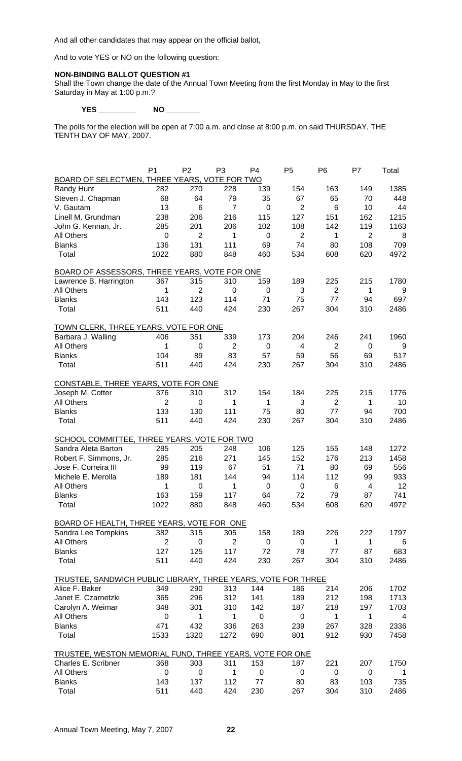And all other candidates that may appear on the official ballot,

And to vote YES or NO on the following question:

**NON-BINDING BALLOT QUESTION #1**
Shall the Town change the date of the Annual Town Meeting from the first Monday in May to the first Saturday in May at 1:00 p.m.?

**YES \_\_\_\_\_\_\_\_\_ NO \_\_\_\_\_\_\_\_**

The polls for the election will be open at 7:00 a.m. and close at 8:00 p.m. on said THURSDAY, THE TENTH DAY OF MAY, 2007.

| | P1 | P2 | P3 | P4 | P5 | P6 | P7 | Total |
|---|---|---|---|---|---|---|---|---|
| BOARD OF SELECTMEN, THREE YEARS, VOTE FOR TWO | | | | | | | | |
| Randy Hunt | 282 | 270 | 228 | 139 | 154 | 163 | 149 | 1385 |
| Steven J. Chapman | 68 | 64 | 79 | 35 | 67 | 65 | 70 | 448 |
| V. Gautam | 13 | 6 | 7 | 0 | 2 | 6 | 10 | 44 |
| Linell M. Grundman | 238 | 206 | 216 | 115 | 127 | 151 | 162 | 1215 |
| John G. Kennan, Jr. | 285 | 201 | 206 | 102 | 108 | 142 | 119 | 1163 |
| All Others | 0 | 2 | 1 | 0 | 2 | 1 | 2 | 8 |
| Blanks | 136 | 131 | 111 | 69 | 74 | 80 | 108 | 709 |
| Total | 1022 | 880 | 848 | 460 | 534 | 608 | 620 | 4972 |
| BOARD OF ASSESSORS, THREE YEARS, VOTE FOR ONE | | | | | | | | |
| Lawrence B. Harrington | 367 | 315 | 310 | 159 | 189 | 225 | 215 | 1780 |
| All Others | 1 | 2 | 0 | 0 | 3 | 2 | 1 | 9 |
| Blanks | 143 | 123 | 114 | 71 | 75 | 77 | 94 | 697 |
| Total | 511 | 440 | 424 | 230 | 267 | 304 | 310 | 2486 |
| TOWN CLERK, THREE YEARS, VOTE FOR ONE | | | | | | | | |
| Barbara J. Walling | 406 | 351 | 339 | 173 | 204 | 246 | 241 | 1960 |
| All Others | 1 | 0 | 2 | 0 | 4 | 2 | 0 | 9 |
| Blanks | 104 | 89 | 83 | 57 | 59 | 56 | 69 | 517 |
| Total | 511 | 440 | 424 | 230 | 267 | 304 | 310 | 2486 |
| CONSTABLE, THREE YEARS, VOTE FOR ONE | | | | | | | | |
| Joseph M. Cotter | 376 | 310 | 312 | 154 | 184 | 225 | 215 | 1776 |
| All Others | 2 | 0 | 1 | 1 | 3 | 2 | 1 | 10 |
| Blanks | 133 | 130 | 111 | 75 | 80 | 77 | 94 | 700 |
| Total | 511 | 440 | 424 | 230 | 267 | 304 | 310 | 2486 |
| SCHOOL COMMITTEE, THREE YEARS, VOTE FOR TWO | | | | | | | | |
| Sandra Aleta Barton | 285 | 205 | 248 | 106 | 125 | 155 | 148 | 1272 |
| Robert F. Simmons, Jr. | 285 | 216 | 271 | 145 | 152 | 176 | 213 | 1458 |
| Jose F. Correira III | 99 | 119 | 67 | 51 | 71 | 80 | 69 | 556 |
| Michele E. Merolla | 189 | 181 | 144 | 94 | 114 | 112 | 99 | 933 |
| All Others | 1 | 0 | 1 | 0 | 0 | 6 | 4 | 12 |
| Blanks | 163 | 159 | 117 | 64 | 72 | 79 | 87 | 741 |
| Total | 1022 | 880 | 848 | 460 | 534 | 608 | 620 | 4972 |
| BOARD OF HEALTH, THREE YEARS, VOTE FOR ONE | | | | | | | | |
| Sandra Lee Tompkins | 382 | 315 | 305 | 158 | 189 | 226 | 222 | 1797 |
| All Others | 2 | 0 | 2 | 0 | 0 | 1 | 1 | 6 |
| Blanks | 127 | 125 | 117 | 72 | 78 | 77 | 87 | 683 |
| Total | 511 | 440 | 424 | 230 | 267 | 304 | 310 | 2486 |
| TRUSTEE, SANDWICH PUBLIC LIBRARY, THREE YEARS, VOTE FOR THREE | | | | | | | | |
| Alice F. Baker | 349 | 290 | 313 | 144 | 186 | 214 | 206 | 1702 |
| Janet E. Czarnetzki | 365 | 296 | 312 | 141 | 189 | 212 | 198 | 1713 |
| Carolyn A. Weimar | 348 | 301 | 310 | 142 | 187 | 218 | 197 | 1703 |
| All Others | 0 | 1 | 1 | 0 | 0 | 1 | 1 | 4 |
| Blanks | 471 | 432 | 336 | 263 | 239 | 267 | 328 | 2336 |
| Total | 1533 | 1320 | 1272 | 690 | 801 | 912 | 930 | 7458 |
| TRUSTEE, WESTON MEMORIAL FUND, THREE YEARS, VOTE FOR ONE | | | | | | | | |
| Charles E. Scribner | 368 | 303 | 311 | 153 | 187 | 221 | 207 | 1750 |
| All Others | 0 | 0 | 1 | 0 | 0 | 0 | 0 | 1 |
| Blanks | 143 | 137 | 112 | 77 | 80 | 83 | 103 | 735 |
| Total | 511 | 440 | 424 | 230 | 267 | 304 | 310 | 2486 |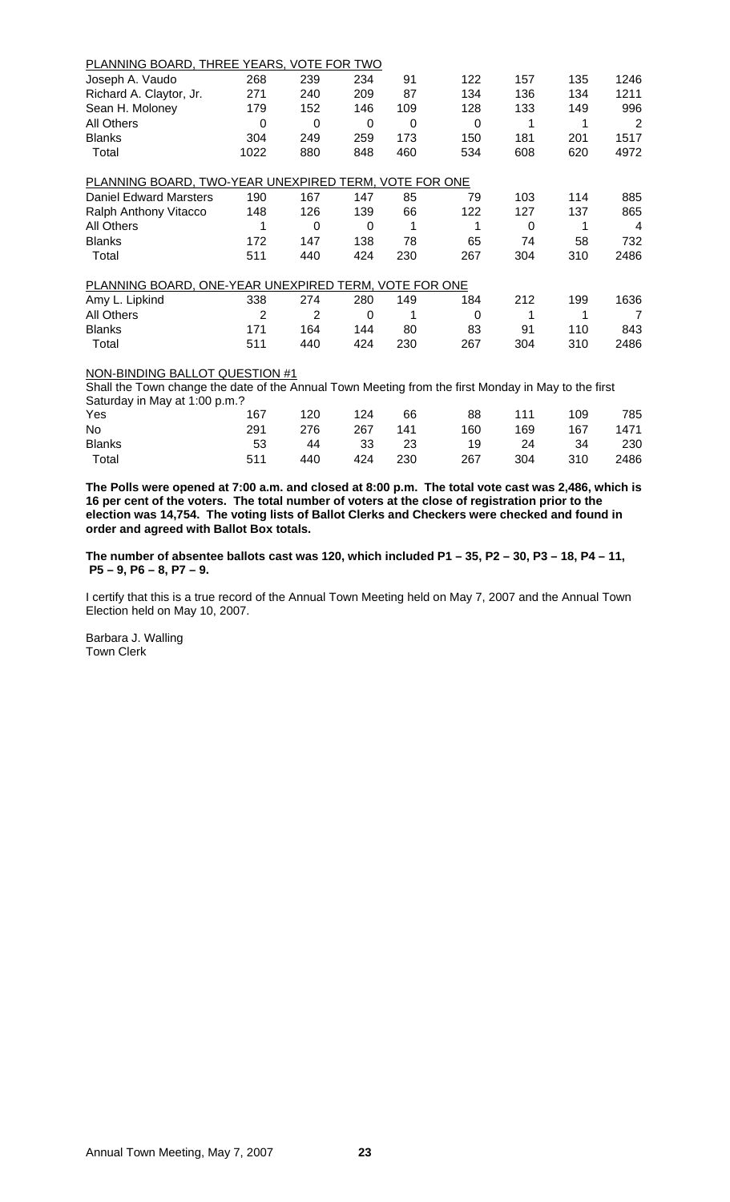PLANNING BOARD, THREE YEARS, VOTE FOR TWO

| | | | | | | | | |
|---|---|---|---|---|---|---|---|---|
| Joseph A. Vaudo | 268 | 239 | 234 | 91 | 122 | 157 | 135 | 1246 |
| Richard A. Claytor, Jr. | 271 | 240 | 209 | 87 | 134 | 136 | 134 | 1211 |
| Sean H. Moloney | 179 | 152 | 146 | 109 | 128 | 133 | 149 | 996 |
| All Others | 0 | 0 | 0 | 0 | 0 | 1 | 1 | 2 |
| Blanks | 304 | 249 | 259 | 173 | 150 | 181 | 201 | 1517 |
| Total | 1022 | 880 | 848 | 460 | 534 | 608 | 620 | 4972 |

PLANNING BOARD, TWO-YEAR UNEXPIRED TERM, VOTE FOR ONE

| | | | | | | | | |
|---|---|---|---|---|---|---|---|---|
| Daniel Edward Marsters | 190 | 167 | 147 | 85 | 79 | 103 | 114 | 885 |
| Ralph Anthony Vitacco | 148 | 126 | 139 | 66 | 122 | 127 | 137 | 865 |
| All Others | 1 | 0 | 0 | 1 | 1 | 0 | 1 | 4 |
| Blanks | 172 | 147 | 138 | 78 | 65 | 74 | 58 | 732 |
| Total | 511 | 440 | 424 | 230 | 267 | 304 | 310 | 2486 |

PLANNING BOARD, ONE-YEAR UNEXPIRED TERM, VOTE FOR ONE

| | | | | | | | | |
|---|---|---|---|---|---|---|---|---|
| Amy L. Lipkind | 338 | 274 | 280 | 149 | 184 | 212 | 199 | 1636 |
| All Others | 2 | 2 | 0 | 1 | 0 | 1 | 1 | 7 |
| Blanks | 171 | 164 | 144 | 80 | 83 | 91 | 110 | 843 |
| Total | 511 | 440 | 424 | 230 | 267 | 304 | 310 | 2486 |

NON-BINDING BALLOT QUESTION #1

Shall the Town change the date of the Annual Town Meeting from the first Monday in May to the first Saturday in May at 1:00 p.m.?

| | | | | | | | | |
|---|---|---|---|---|---|---|---|---|
| Yes | 167 | 120 | 124 | 66 | 88 | 111 | 109 | 785 |
| No | 291 | 276 | 267 | 141 | 160 | 169 | 167 | 1471 |
| Blanks | 53 | 44 | 33 | 23 | 19 | 24 | 34 | 230 |
| Total | 511 | 440 | 424 | 230 | 267 | 304 | 310 | 2486 |

**The Polls were opened at 7:00 a.m. and closed at 8:00 p.m. The total vote cast was 2,486, which is 16 per cent of the voters. The total number of voters at the close of registration prior to the election was 14,754. The voting lists of Ballot Clerks and Checkers were checked and found in order and agreed with Ballot Box totals.**

**The number of absentee ballots cast was 120, which included P1 – 35, P2 – 30, P3 – 18, P4 – 11, P5 – 9, P6 – 8, P7 – 9.**

I certify that this is a true record of the Annual Town Meeting held on May 7, 2007 and the Annual Town Election held on May 10, 2007.

Barbara J. Walling
Town Clerk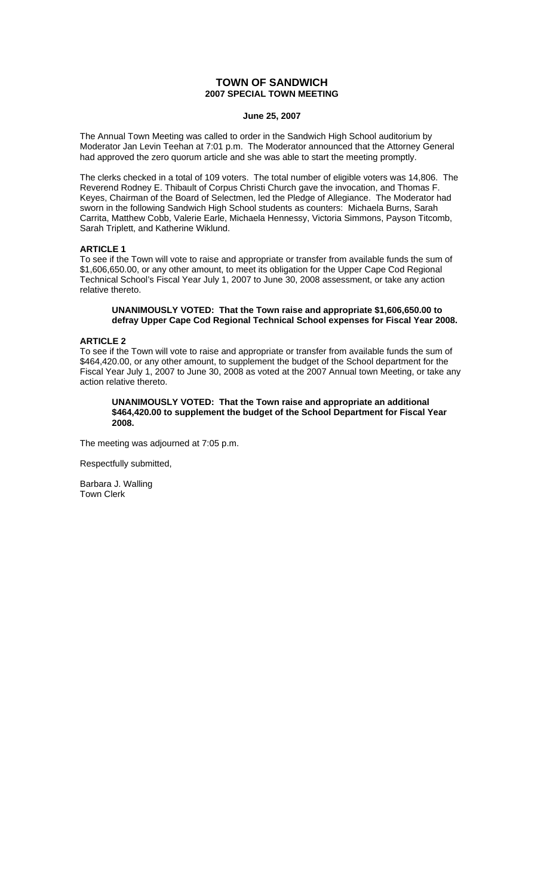# TOWN OF SANDWICH
## 2007 SPECIAL TOWN MEETING

**June 25, 2007**

The Annual Town Meeting was called to order in the Sandwich High School auditorium by Moderator Jan Levin Teehan at 7:01 p.m. The Moderator announced that the Attorney General had approved the zero quorum article and she was able to start the meeting promptly.

The clerks checked in a total of 109 voters. The total number of eligible voters was 14,806. The Reverend Rodney E. Thibault of Corpus Christi Church gave the invocation, and Thomas F. Keyes, Chairman of the Board of Selectmen, led the Pledge of Allegiance. The Moderator had sworn in the following Sandwich High School students as counters: Michaela Burns, Sarah Carrita, Matthew Cobb, Valerie Earle, Michaela Hennessy, Victoria Simmons, Payson Titcomb, Sarah Triplett, and Katherine Wiklund.

**ARTICLE 1**
To see if the Town will vote to raise and appropriate or transfer from available funds the sum of $1,606,650.00, or any other amount, to meet its obligation for the Upper Cape Cod Regional Technical School's Fiscal Year July 1, 2007 to June 30, 2008 assessment, or take any action relative thereto.

> **UNANIMOUSLY VOTED: That the Town raise and appropriate $1,606,650.00 to defray Upper Cape Cod Regional Technical School expenses for Fiscal Year 2008.**

**ARTICLE 2**
To see if the Town will vote to raise and appropriate or transfer from available funds the sum of $464,420.00, or any other amount, to supplement the budget of the School department for the Fiscal Year July 1, 2007 to June 30, 2008 as voted at the 2007 Annual town Meeting, or take any action relative thereto.

> **UNANIMOUSLY VOTED: That the Town raise and appropriate an additional $464,420.00 to supplement the budget of the School Department for Fiscal Year 2008.**

The meeting was adjourned at 7:05 p.m.

Respectfully submitted,

Barbara J. Walling
Town Clerk